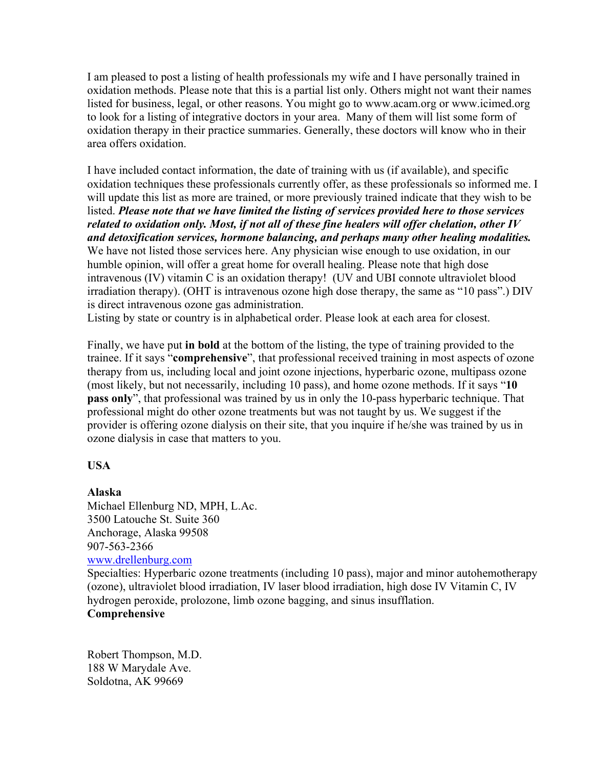I am pleased to post a listing of health professionals my wife and I have personally trained in oxidation methods. Please note that this is a partial list only. Others might not want their names listed for business, legal, or other reasons. You might go to www.acam.org or www.icimed.org to look for a listing of integrative doctors in your area. Many of them will list some form of oxidation therapy in their practice summaries. Generally, these doctors will know who in their area offers oxidation.

I have included contact information, the date of training with us (if available), and specific oxidation techniques these professionals currently offer, as these professionals so informed me. I will update this list as more are trained, or more previously trained indicate that they wish to be listed. ***Please note that we have limited the listing of services provided here to those services related to oxidation only. Most, if not all of these fine healers will offer chelation, other IV and detoxification services, hormone balancing, and perhaps many other healing modalities.*** We have not listed those services here. Any physician wise enough to use oxidation, in our humble opinion, will offer a great home for overall healing. Please note that high dose intravenous (IV) vitamin C is an oxidation therapy! (UV and UBI connote ultraviolet blood irradiation therapy). (OHT is intravenous ozone high dose therapy, the same as "10 pass".) DIV is direct intravenous ozone gas administration.
Listing by state or country is in alphabetical order. Please look at each area for closest.

Finally, we have put **in bold** at the bottom of the listing, the type of training provided to the trainee. If it says "**comprehensive**", that professional received training in most aspects of ozone therapy from us, including local and joint ozone injections, hyperbaric ozone, multipass ozone (most likely, but not necessarily, including 10 pass), and home ozone methods. If it says "**10 pass only**", that professional was trained by us in only the 10-pass hyperbaric technique. That professional might do other ozone treatments but was not taught by us. We suggest if the provider is offering ozone dialysis on their site, that you inquire if he/she was trained by us in ozone dialysis in case that matters to you.

## USA

### Alaska

Michael Ellenburg ND, MPH, L.Ac.
3500 Latouche St. Suite 360
Anchorage, Alaska 99508
907-563-2366
www.drellenburg.com
Specialties: Hyperbaric ozone treatments (including 10 pass), major and minor autohemotherapy (ozone), ultraviolet blood irradiation, IV laser blood irradiation, high dose IV Vitamin C, IV hydrogen peroxide, prolozone, limb ozone bagging, and sinus insufflation.
**Comprehensive**

Robert Thompson, M.D.
188 W Marydale Ave.
Soldotna, AK 99669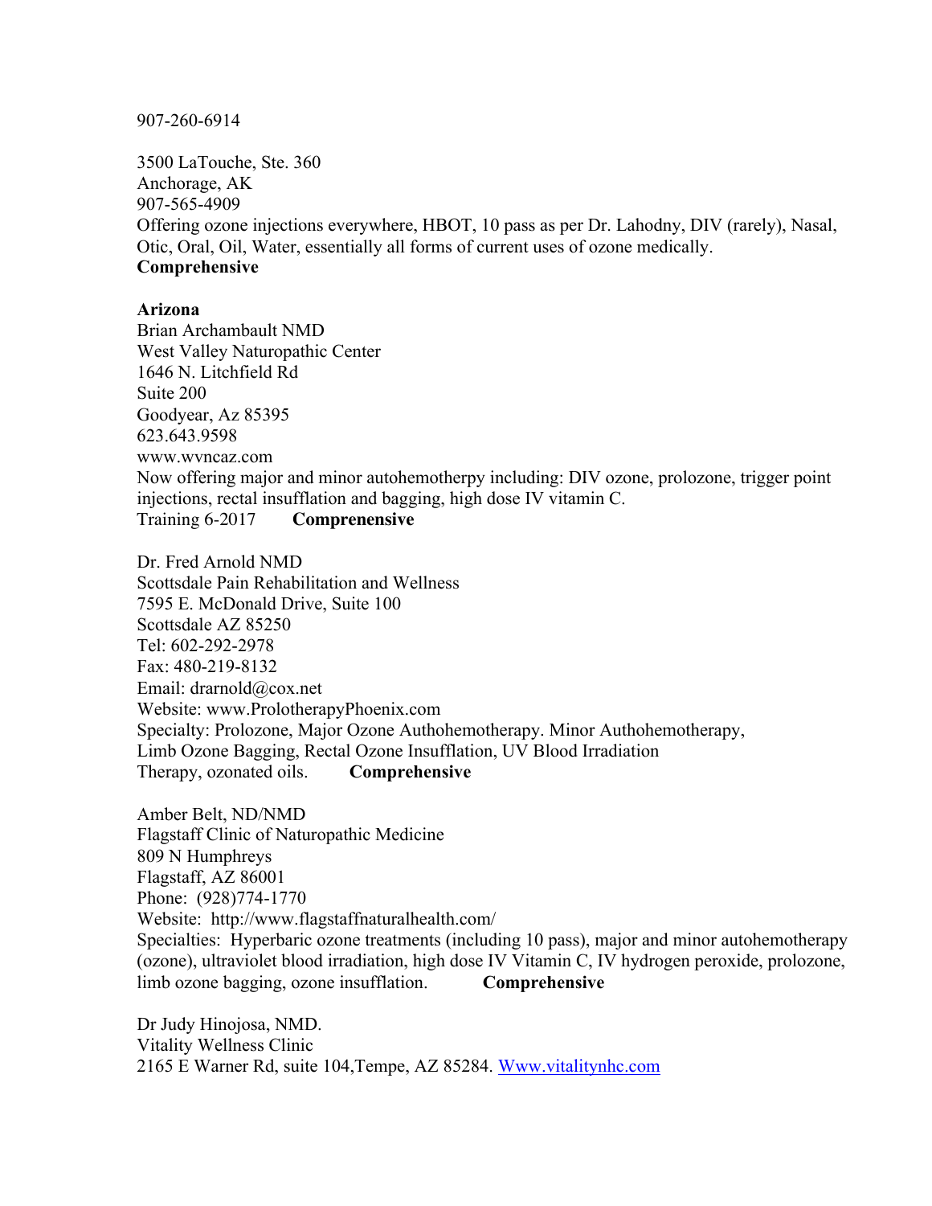907-260-6914

3500 LaTouche, Ste. 360
Anchorage, AK
907-565-4909
Offering ozone injections everywhere, HBOT, 10 pass as per Dr. Lahodny, DIV (rarely), Nasal, Otic, Oral, Oil, Water, essentially all forms of current uses of ozone medically.
**Comprehensive**

**Arizona**

Brian Archambault NMD
West Valley Naturopathic Center
1646 N. Litchfield Rd
Suite 200
Goodyear, Az 85395
623.643.9598
www.wvncaz.com
Now offering major and minor autohemotherpy including: DIV ozone, prolozone, trigger point injections, rectal insufflation and bagging, high dose IV vitamin C.
Training 6-2017 **Comprenensive**

Dr. Fred Arnold NMD
Scottsdale Pain Rehabilitation and Wellness
7595 E. McDonald Drive, Suite 100
Scottsdale AZ 85250
Tel: 602-292-2978
Fax: 480-219-8132
Email: drarnold@cox.net
Website: www.ProlotherapyPhoenix.com
Specialty: Prolozone, Major Ozone Authohemotherapy. Minor Authohemotherapy, Limb Ozone Bagging, Rectal Ozone Insufflation, UV Blood Irradiation Therapy, ozonated oils. **Comprehensive**

Amber Belt, ND/NMD
Flagstaff Clinic of Naturopathic Medicine
809 N Humphreys
Flagstaff, AZ 86001
Phone: (928)774-1770
Website: http://www.flagstaffnaturalhealth.com/
Specialties: Hyperbaric ozone treatments (including 10 pass), major and minor autohemotherapy (ozone), ultraviolet blood irradiation, high dose IV Vitamin C, IV hydrogen peroxide, prolozone, limb ozone bagging, ozone insufflation. **Comprehensive**

Dr Judy Hinojosa, NMD.
Vitality Wellness Clinic
2165 E Warner Rd, suite 104,Tempe, AZ 85284. Www.vitalitynhc.com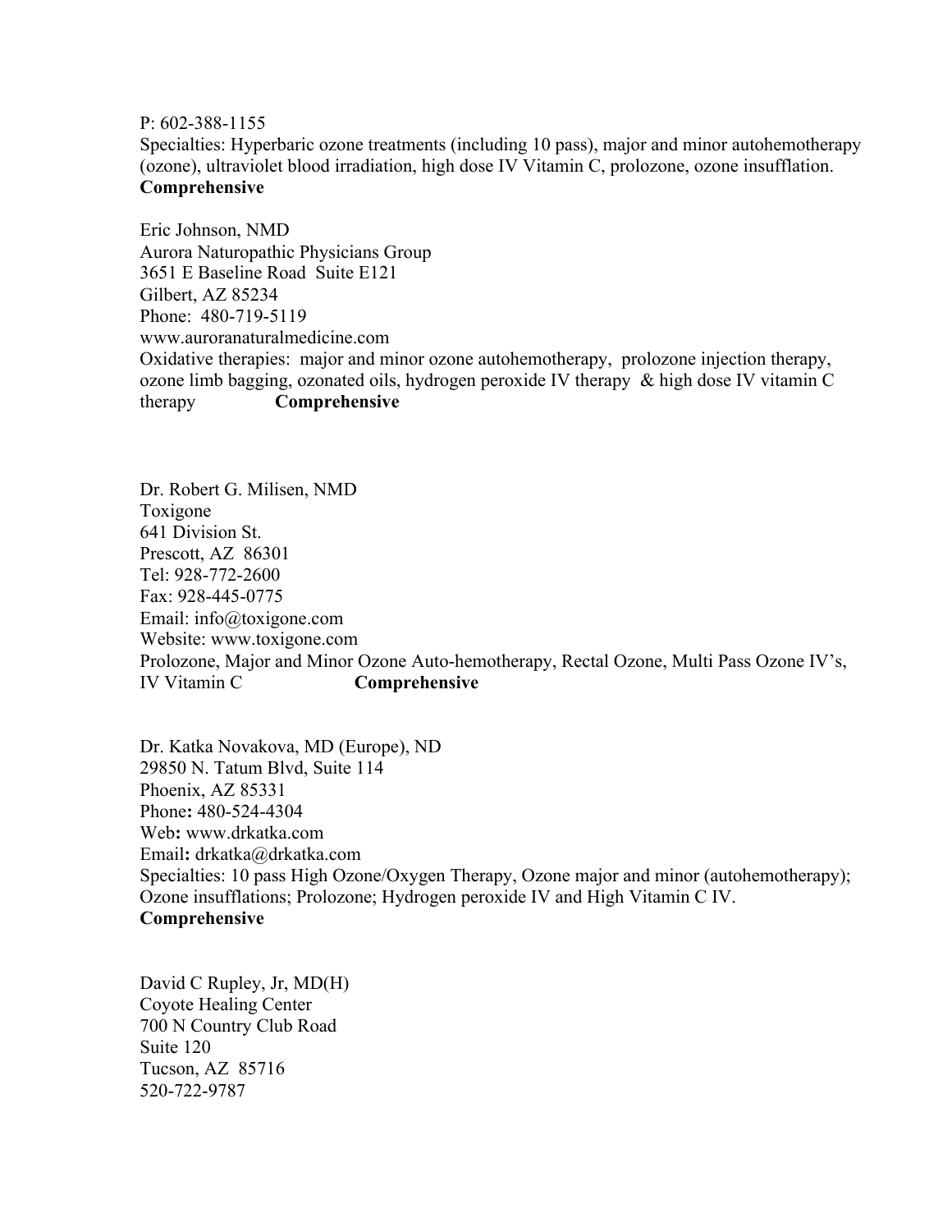P: 602-388-1155
Specialties: Hyperbaric ozone treatments (including 10 pass), major and minor autohemotherapy (ozone), ultraviolet blood irradiation, high dose IV Vitamin C, prolozone, ozone insufflation.
**Comprehensive**

Eric Johnson, NMD
Aurora Naturopathic Physicians Group
3651 E Baseline Road Suite E121
Gilbert, AZ 85234
Phone: 480-719-5119
www.auroranaturalmedicine.com
Oxidative therapies: major and minor ozone autohemotherapy, prolozone injection therapy, ozone limb bagging, ozonated oils, hydrogen peroxide IV therapy & high dose IV vitamin C therapy **Comprehensive**

Dr. Robert G. Milisen, NMD
Toxigone
641 Division St.
Prescott, AZ 86301
Tel: 928-772-2600
Fax: 928-445-0775
Email: info@toxigone.com
Website: www.toxigone.com
Prolozone, Major and Minor Ozone Auto-hemotherapy, Rectal Ozone, Multi Pass Ozone IV's, IV Vitamin C **Comprehensive**

Dr. Katka Novakova, MD (Europe), ND
29850 N. Tatum Blvd, Suite 114
Phoenix, AZ 85331
Phone**:** 480-524-4304
Web**:** www.drkatka.com
Email**:** drkatka@drkatka.com
Specialties: 10 pass High Ozone/Oxygen Therapy, Ozone major and minor (autohemotherapy); Ozone insufflations; Prolozone; Hydrogen peroxide IV and High Vitamin C IV.
**Comprehensive**

David C Rupley, Jr, MD(H)
Coyote Healing Center
700 N Country Club Road
Suite 120
Tucson, AZ 85716
520-722-9787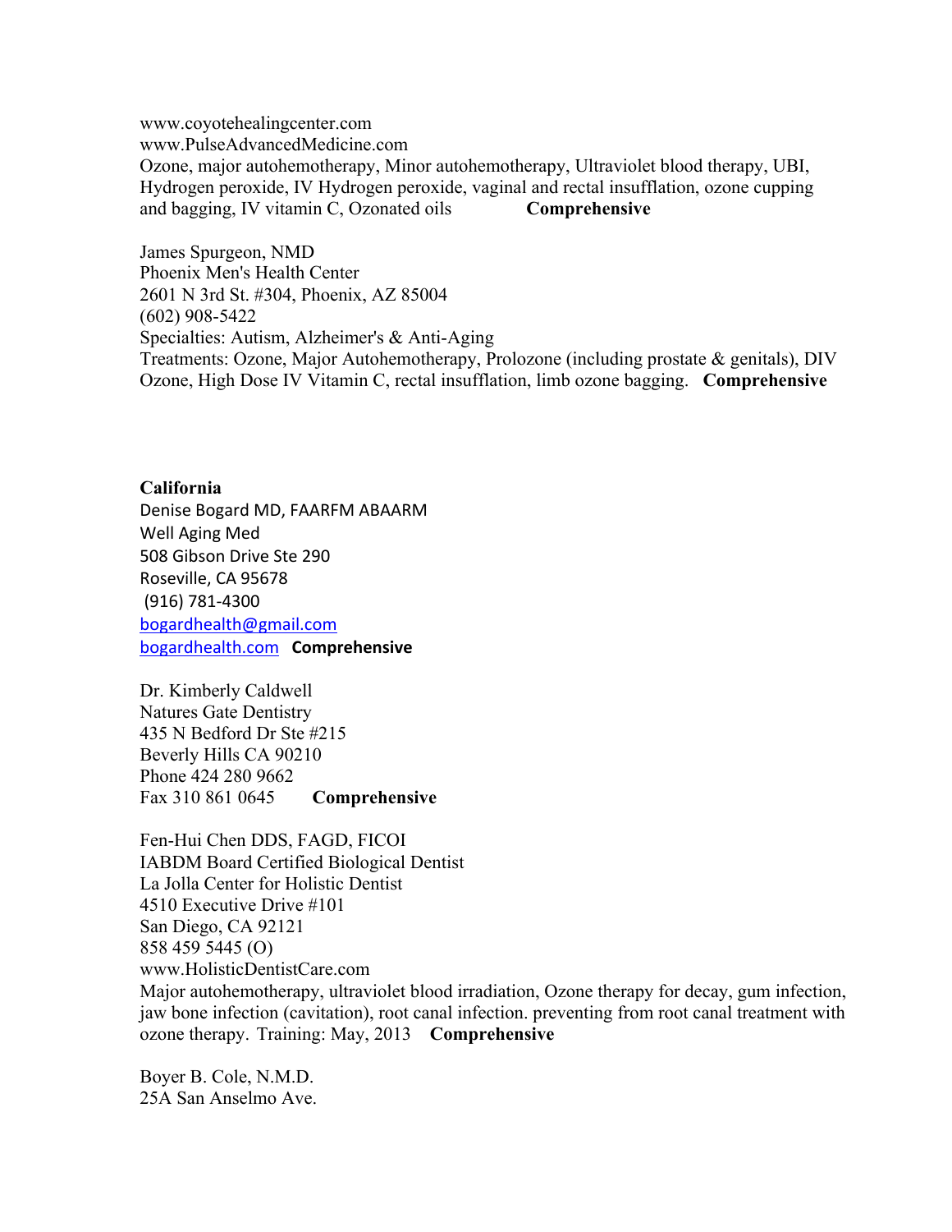www.coyotehealingcenter.com
www.PulseAdvancedMedicine.com
Ozone, major autohemotherapy, Minor autohemotherapy, Ultraviolet blood therapy, UBI, Hydrogen peroxide, IV Hydrogen peroxide, vaginal and rectal insufflation, ozone cupping and bagging, IV vitamin C, Ozonated oils **Comprehensive**

James Spurgeon, NMD
Phoenix Men's Health Center
2601 N 3rd St. #304, Phoenix, AZ 85004
(602) 908-5422
Specialties: Autism, Alzheimer's & Anti-Aging
Treatments: Ozone, Major Autohemotherapy, Prolozone (including prostate & genitals), DIV Ozone, High Dose IV Vitamin C, rectal insufflation, limb ozone bagging. **Comprehensive**

**California**
Denise Bogard MD, FAARFM ABAARM
Well Aging Med
508 Gibson Drive Ste 290
Roseville, CA 95678
(916) 781-4300
bogardhealth@gmail.com
bogardhealth.com **Comprehensive**

Dr. Kimberly Caldwell
Natures Gate Dentistry
435 N Bedford Dr Ste #215
Beverly Hills CA 90210
Phone 424 280 9662
Fax 310 861 0645 **Comprehensive**

Fen-Hui Chen DDS, FAGD, FICOI
IABDM Board Certified Biological Dentist
La Jolla Center for Holistic Dentist
4510 Executive Drive #101
San Diego, CA 92121
858 459 5445 (O)
www.HolisticDentistCare.com
Major autohemotherapy, ultraviolet blood irradiation, Ozone therapy for decay, gum infection, jaw bone infection (cavitation), root canal infection. preventing from root canal treatment with ozone therapy. Training: May, 2013 **Comprehensive**

Boyer B. Cole, N.M.D.
25A San Anselmo Ave.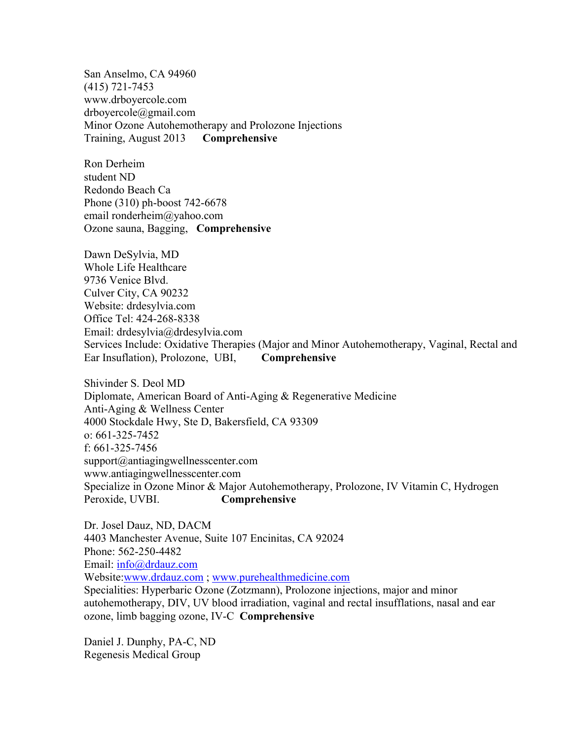San Anselmo, CA 94960  
(415) 721-7453  
www.drboyercole.com  
drboyercole@gmail.com  
Minor Ozone Autohemotherapy and Prolozone Injections  
Training, August 2013 **Comprehensive**

Ron Derheim  
student ND  
Redondo Beach Ca  
Phone (310) ph-boost 742-6678  
email ronderheim@yahoo.com  
Ozone sauna, Bagging, **Comprehensive**

Dawn DeSylvia, MD  
Whole Life Healthcare  
9736 Venice Blvd.  
Culver City, CA 90232  
Website: drdesylvia.com  
Office Tel: 424-268-8338  
Email: drdesylvia@drdesylvia.com  
Services Include: Oxidative Therapies (Major and Minor Autohemotherapy, Vaginal, Rectal and Ear Insuflation), Prolozone, UBI, **Comprehensive**

Shivinder S. Deol MD  
Diplomate, American Board of Anti-Aging & Regenerative Medicine  
Anti-Aging & Wellness Center  
4000 Stockdale Hwy, Ste D, Bakersfield, CA 93309  
o: 661-325-7452  
f: 661-325-7456  
support@antiagingwellnesscenter.com  
www.antiagingwellnesscenter.com  
Specialize in Ozone Minor & Major Autohemotherapy, Prolozone, IV Vitamin C, Hydrogen Peroxide, UVBI. **Comprehensive**

Dr. Josel Dauz, ND, DACM  
4403 Manchester Avenue, Suite 107 Encinitas, CA 92024  
Phone: 562-250-4482  
Email: info@drdauz.com  
Website:www.drdauz.com ; www.purehealthmedicine.com  
Specialities: Hyperbaric Ozone (Zotzmann), Prolozone injections, major and minor autohemotherapy, DIV, UV blood irradiation, vaginal and rectal insufflations, nasal and ear ozone, limb bagging ozone, IV-C **Comprehensive**

Daniel J. Dunphy, PA-C, ND  
Regenesis Medical Group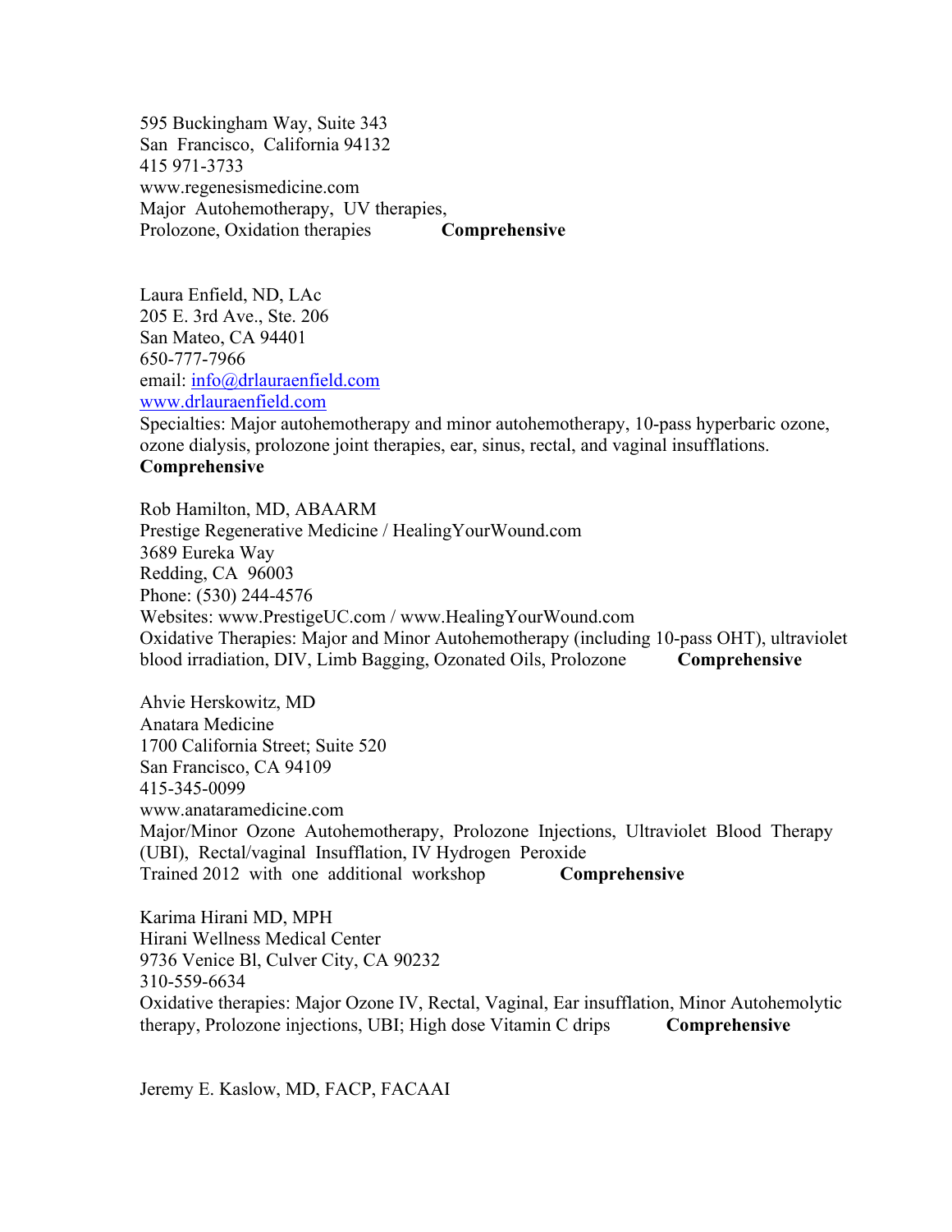595 Buckingham Way, Suite 343
San Francisco, California 94132
415 971-3733
www.regenesismedicine.com
Major Autohemotherapy, UV therapies,
Prolozone, Oxidation therapies **Comprehensive**

Laura Enfield, ND, LAc
205 E. 3rd Ave., Ste. 206
San Mateo, CA 94401
650-777-7966
email: info@drlauraenfield.com
www.drlauraenfield.com
Specialties: Major autohemotherapy and minor autohemotherapy, 10-pass hyperbaric ozone, ozone dialysis, prolozone joint therapies, ear, sinus, rectal, and vaginal insufflations.
**Comprehensive**

Rob Hamilton, MD, ABAARM
Prestige Regenerative Medicine / HealingYourWound.com
3689 Eureka Way
Redding, CA 96003
Phone: (530) 244-4576
Websites: www.PrestigeUC.com / www.HealingYourWound.com
Oxidative Therapies: Major and Minor Autohemotherapy (including 10-pass OHT), ultraviolet blood irradiation, DIV, Limb Bagging, Ozonated Oils, Prolozone **Comprehensive**

Ahvie Herskowitz, MD
Anatara Medicine
1700 California Street; Suite 520
San Francisco, CA 94109
415-345-0099
www.anataramedicine.com
Major/Minor Ozone Autohemotherapy, Prolozone Injections, Ultraviolet Blood Therapy (UBI), Rectal/vaginal Insufflation, IV Hydrogen Peroxide
Trained 2012 with one additional workshop **Comprehensive**

Karima Hirani MD, MPH
Hirani Wellness Medical Center
9736 Venice Bl, Culver City, CA 90232
310-559-6634
Oxidative therapies: Major Ozone IV, Rectal, Vaginal, Ear insufflation, Minor Autohemolytic therapy, Prolozone injections, UBI; High dose Vitamin C drips **Comprehensive**

Jeremy E. Kaslow, MD, FACP, FACAAI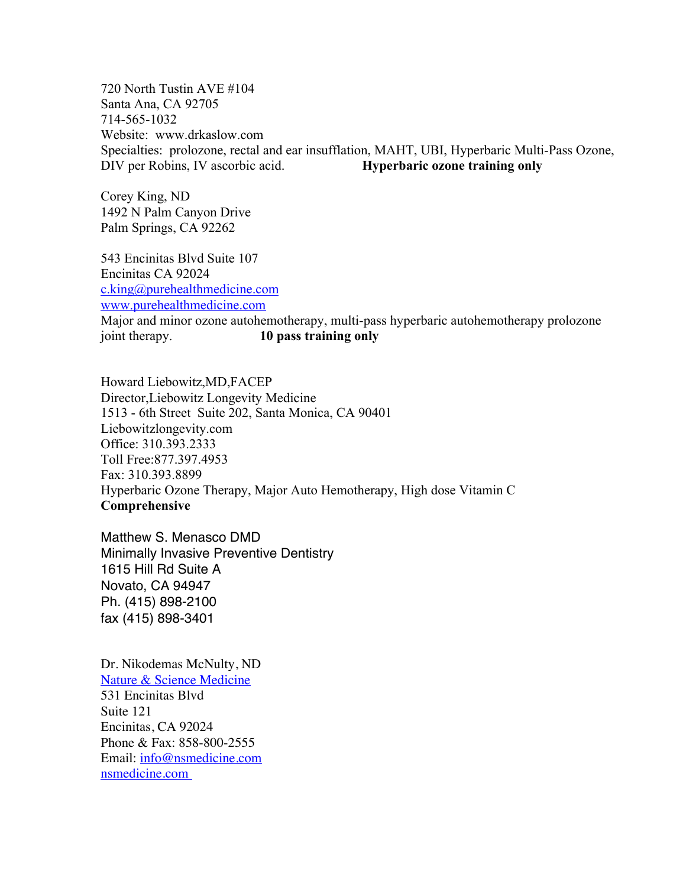720 North Tustin AVE #104
Santa Ana, CA 92705
714-565-1032
Website: www.drkaslow.com
Specialties: prolozone, rectal and ear insufflation, MAHT, UBI, Hyperbaric Multi-Pass Ozone, DIV per Robins, IV ascorbic acid. **Hyperbaric ozone training only**

Corey King, ND
1492 N Palm Canyon Drive
Palm Springs, CA 92262

543 Encinitas Blvd Suite 107
Encinitas CA 92024
c.king@purehealthmedicine.com
www.purehealthmedicine.com
Major and minor ozone autohemotherapy, multi-pass hyperbaric autohemotherapy prolozone joint therapy. **10 pass training only**

Howard Liebowitz,MD,FACEP
Director,Liebowitz Longevity Medicine
1513 - 6th Street Suite 202, Santa Monica, CA 90401
Liebowitzlongevity.com
Office: 310.393.2333
Toll Free:877.397.4953
Fax: 310.393.8899
Hyperbaric Ozone Therapy, Major Auto Hemotherapy, High dose Vitamin C
**Comprehensive**

Matthew S. Menasco DMD
Minimally Invasive Preventive Dentistry
1615 Hill Rd Suite A
Novato, CA 94947
Ph. (415) 898-2100
fax (415) 898-3401

Dr. Nikodemas McNulty, ND
Nature & Science Medicine
531 Encinitas Blvd
Suite 121
Encinitas, CA 92024
Phone & Fax: 858-800-2555
Email: info@nsmedicine.com
nsmedicine.com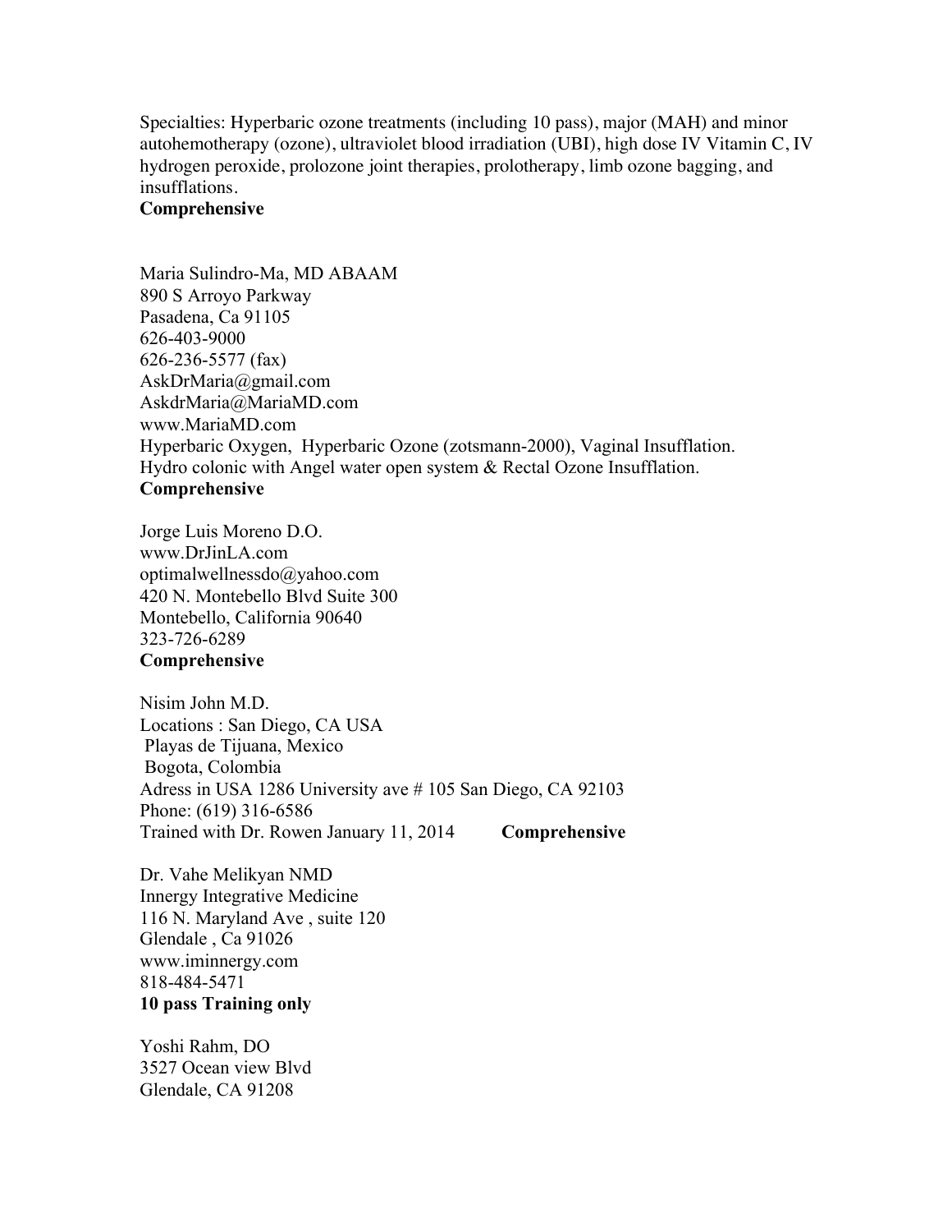Specialties: Hyperbaric ozone treatments (including 10 pass), major (MAH) and minor autohemotherapy (ozone), ultraviolet blood irradiation (UBI), high dose IV Vitamin C, IV hydrogen peroxide, prolozone joint therapies, prolotherapy, limb ozone bagging, and insufflations.
**Comprehensive**

Maria Sulindro-Ma, MD ABAAM
890 S Arroyo Parkway
Pasadena, Ca 91105
626-403-9000
626-236-5577 (fax)
AskDrMaria@gmail.com
AskdrMaria@MariaMD.com
www.MariaMD.com
Hyperbaric Oxygen, Hyperbaric Ozone (zotsmann-2000), Vaginal Insufflation.
Hydro colonic with Angel water open system & Rectal Ozone Insufflation.
**Comprehensive**

Jorge Luis Moreno D.O.
www.DrJinLA.com
optimalwellnessdo@yahoo.com
420 N. Montebello Blvd Suite 300
Montebello, California 90640
323-726-6289
**Comprehensive**

Nisim John M.D.
Locations : San Diego, CA USA
Playas de Tijuana, Mexico
Bogota, Colombia
Adress in USA 1286 University ave # 105 San Diego, CA 92103
Phone: (619) 316-6586
Trained with Dr. Rowen January 11, 2014 **Comprehensive**

Dr. Vahe Melikyan NMD
Innergy Integrative Medicine
116 N. Maryland Ave , suite 120
Glendale , Ca 91026
www.iminnergy.com
818-484-5471
**10 pass Training only**

Yoshi Rahm, DO
3527 Ocean view Blvd
Glendale, CA 91208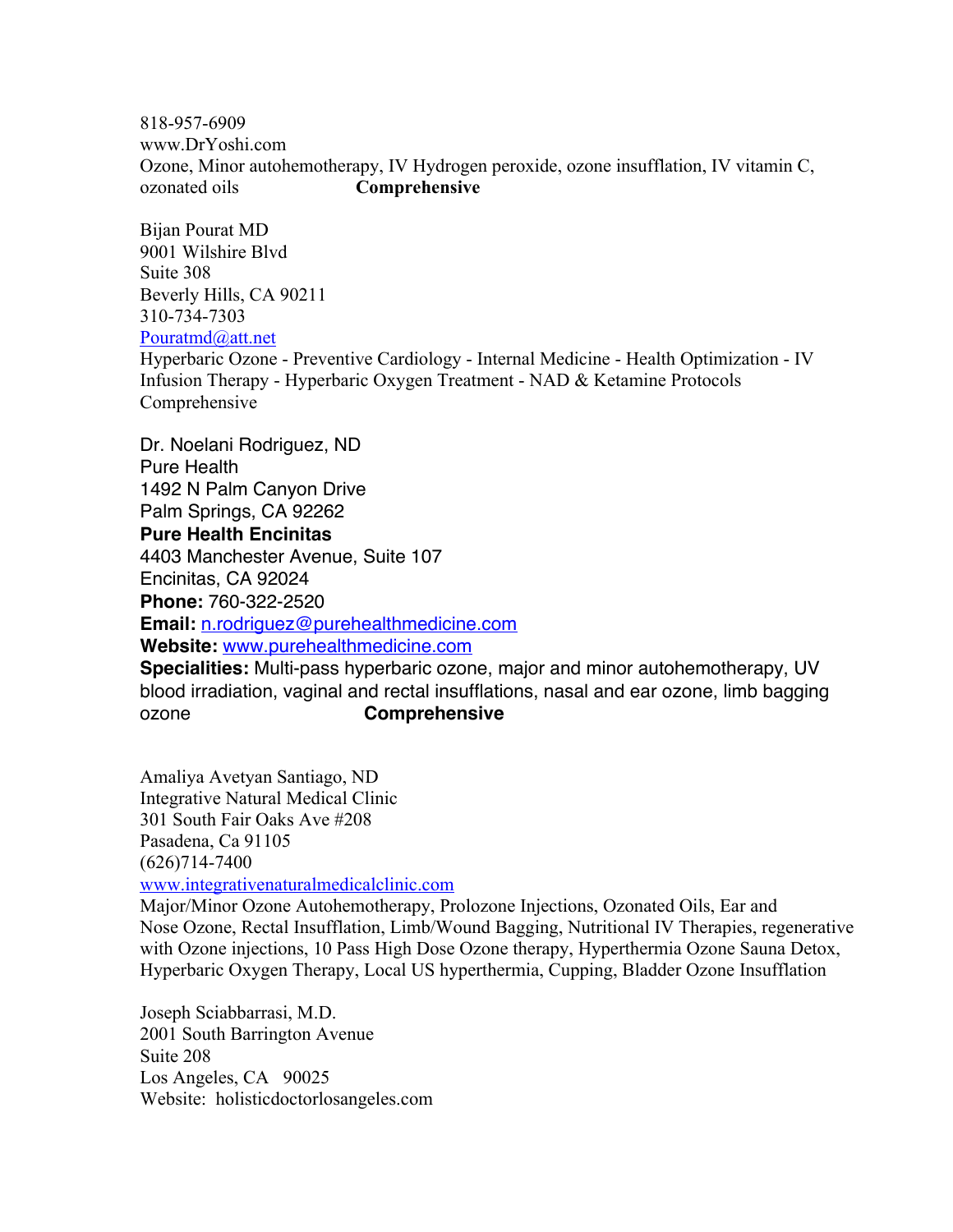818-957-6909
www.DrYoshi.com
Ozone, Minor autohemotherapy, IV Hydrogen peroxide, ozone insufflation, IV vitamin C, ozonated oils **Comprehensive**

Bijan Pourat MD
9001 Wilshire Blvd
Suite 308
Beverly Hills, CA 90211
310-734-7303
Pouratmd@att.net
Hyperbaric Ozone - Preventive Cardiology - Internal Medicine - Health Optimization - IV Infusion Therapy - Hyperbaric Oxygen Treatment - NAD & Ketamine Protocols
Comprehensive

Dr. Noelani Rodriguez, ND
Pure Health
1492 N Palm Canyon Drive
Palm Springs, CA 92262
**Pure Health Encinitas**
4403 Manchester Avenue, Suite 107
Encinitas, CA 92024
**Phone:** 760-322-2520
**Email:** n.rodriguez@purehealthmedicine.com
**Website:** www.purehealthmedicine.com
**Specialities:** Multi-pass hyperbaric ozone, major and minor autohemotherapy, UV blood irradiation, vaginal and rectal insufflations, nasal and ear ozone, limb bagging ozone **Comprehensive**

Amaliya Avetyan Santiago, ND
Integrative Natural Medical Clinic
301 South Fair Oaks Ave #208
Pasadena, Ca 91105
(626)714-7400
www.integrativenaturalmedicalclinic.com
Major/Minor Ozone Autohemotherapy, Prolozone Injections, Ozonated Oils, Ear and Nose Ozone, Rectal Insufflation, Limb/Wound Bagging, Nutritional IV Therapies, regenerative with Ozone injections, 10 Pass High Dose Ozone therapy, Hyperthermia Ozone Sauna Detox, Hyperbaric Oxygen Therapy, Local US hyperthermia, Cupping, Bladder Ozone Insufflation

Joseph Sciabbarrasi, M.D.
2001 South Barrington Avenue
Suite 208
Los Angeles, CA 90025
Website: holisticdoctorlosangeles.com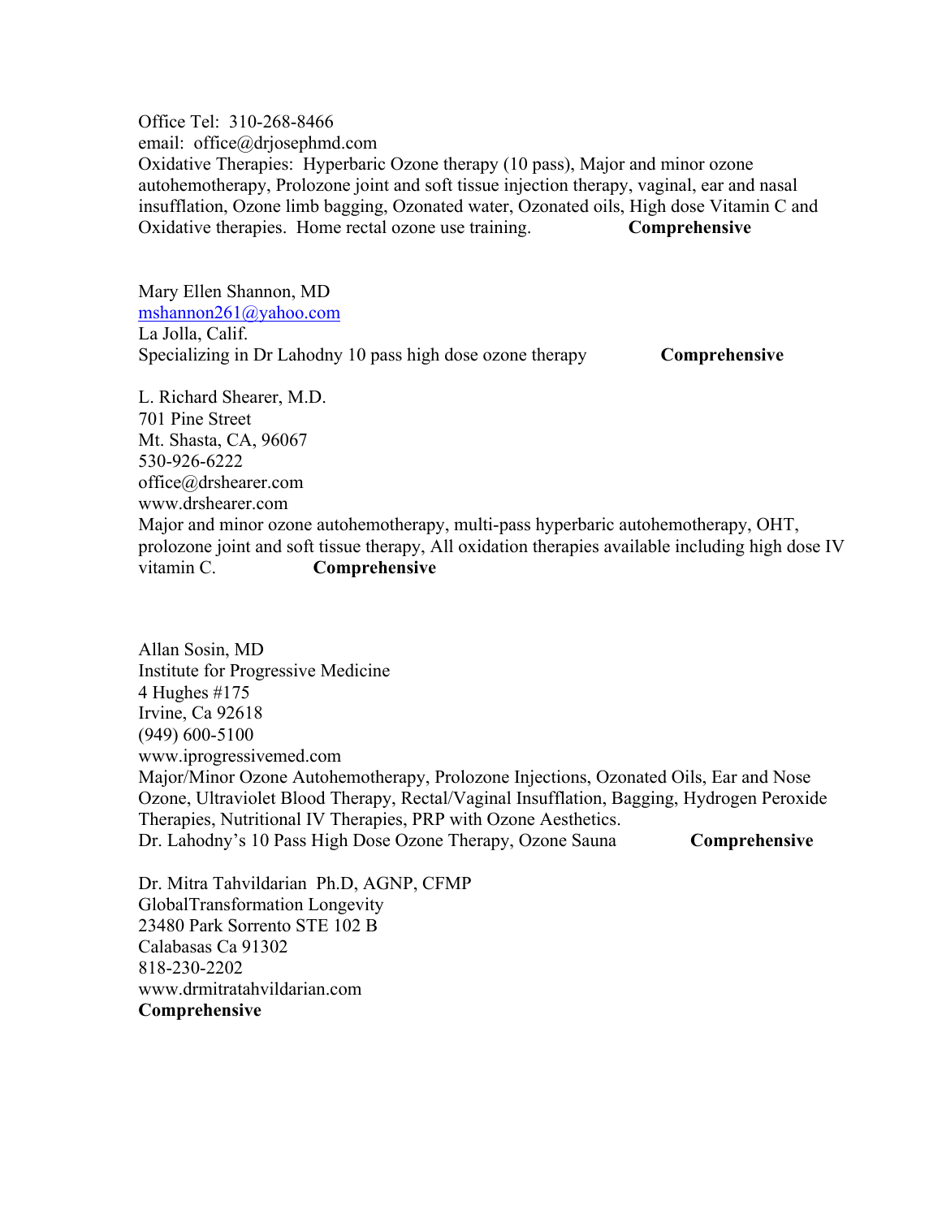Office Tel: 310-268-8466
email: office@drjosephmd.com
Oxidative Therapies: Hyperbaric Ozone therapy (10 pass), Major and minor ozone autohemotherapy, Prolozone joint and soft tissue injection therapy, vaginal, ear and nasal insufflation, Ozone limb bagging, Ozonated water, Ozonated oils, High dose Vitamin C and Oxidative therapies. Home rectal ozone use training. **Comprehensive**

Mary Ellen Shannon, MD
mshannon261@yahoo.com
La Jolla, Calif.
Specializing in Dr Lahodny 10 pass high dose ozone therapy **Comprehensive**

L. Richard Shearer, M.D.
701 Pine Street
Mt. Shasta, CA, 96067
530-926-6222
office@drshearer.com
www.drshearer.com
Major and minor ozone autohemotherapy, multi-pass hyperbaric autohemotherapy, OHT, prolozone joint and soft tissue therapy, All oxidation therapies available including high dose IV vitamin C. **Comprehensive**

Allan Sosin, MD
Institute for Progressive Medicine
4 Hughes #175
Irvine, Ca 92618
(949) 600-5100
www.iprogressivemed.com
Major/Minor Ozone Autohemotherapy, Prolozone Injections, Ozonated Oils, Ear and Nose Ozone, Ultraviolet Blood Therapy, Rectal/Vaginal Insufflation, Bagging, Hydrogen Peroxide Therapies, Nutritional IV Therapies, PRP with Ozone Aesthetics.
Dr. Lahodny's 10 Pass High Dose Ozone Therapy, Ozone Sauna **Comprehensive**

Dr. Mitra Tahvildarian Ph.D, AGNP, CFMP
GlobalTransformation Longevity
23480 Park Sorrento STE 102 B
Calabasas Ca 91302
818-230-2202
www.drmitratahvildarian.com
**Comprehensive**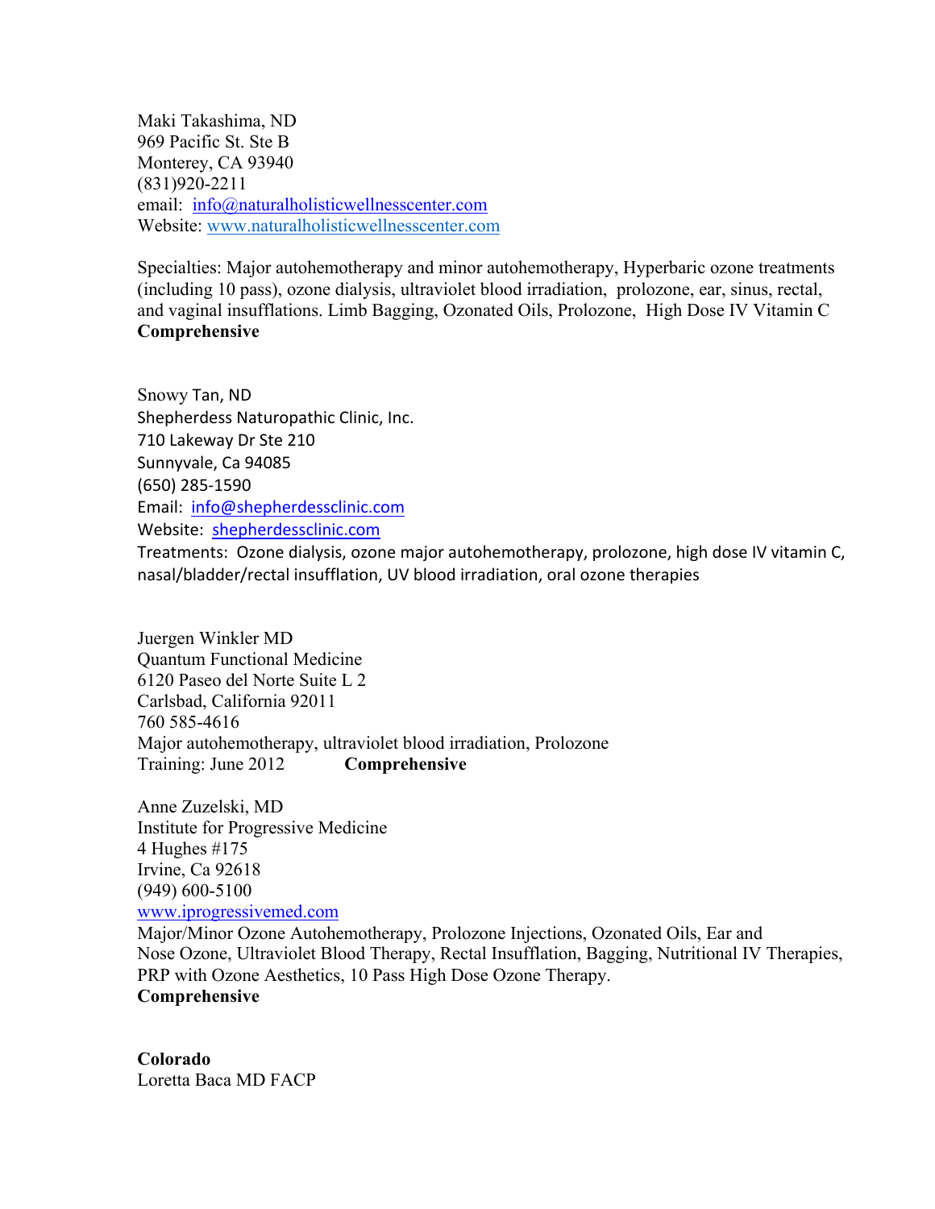Maki Takashima, ND
969 Pacific St. Ste B
Monterey, CA 93940
(831)920-2211
email: info@naturalholisticwellnesscenter.com
Website: www.naturalholisticwellnesscenter.com

Specialties: Major autohemotherapy and minor autohemotherapy, Hyperbaric ozone treatments (including 10 pass), ozone dialysis, ultraviolet blood irradiation, prolozone, ear, sinus, rectal, and vaginal insufflations. Limb Bagging, Ozonated Oils, Prolozone, High Dose IV Vitamin C
**Comprehensive**

Snowy Tan, ND
Shepherdess Naturopathic Clinic, Inc.
710 Lakeway Dr Ste 210
Sunnyvale, Ca 94085
(650) 285-1590
Email: info@shepherdessclinic.com
Website: shepherdessclinic.com
Treatments: Ozone dialysis, ozone major autohemotherapy, prolozone, high dose IV vitamin C, nasal/bladder/rectal insufflation, UV blood irradiation, oral ozone therapies

Juergen Winkler MD
Quantum Functional Medicine
6120 Paseo del Norte Suite L 2
Carlsbad, California 92011
760 585-4616
Major autohemotherapy, ultraviolet blood irradiation, Prolozone
Training: June 2012 **Comprehensive**

Anne Zuzelski, MD
Institute for Progressive Medicine
4 Hughes #175
Irvine, Ca 92618
(949) 600-5100
www.iprogressivemed.com
Major/Minor Ozone Autohemotherapy, Prolozone Injections, Ozonated Oils, Ear and Nose Ozone, Ultraviolet Blood Therapy, Rectal Insufflation, Bagging, Nutritional IV Therapies, PRP with Ozone Aesthetics, 10 Pass High Dose Ozone Therapy.
**Comprehensive**

**Colorado**
Loretta Baca MD FACP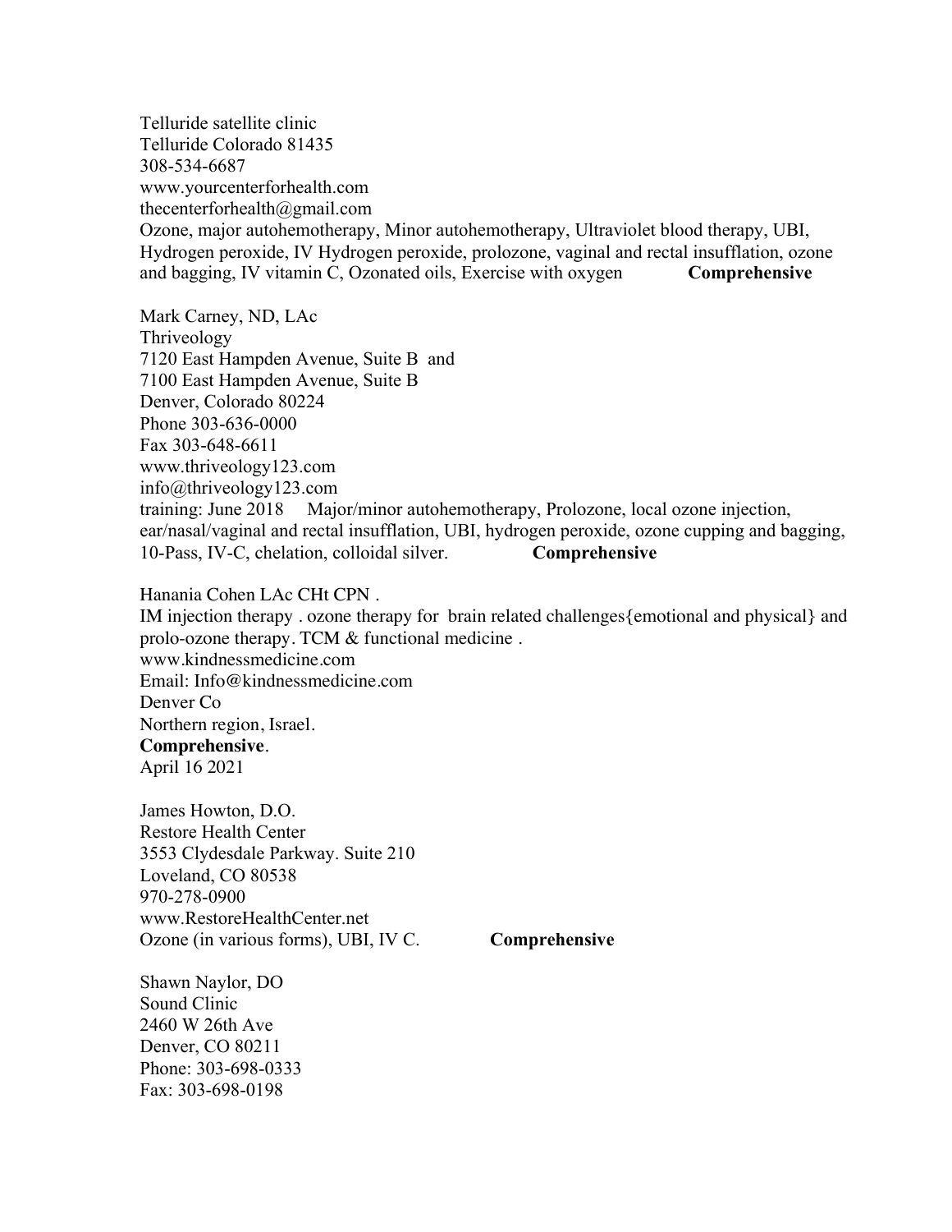Telluride satellite clinic
Telluride Colorado 81435
308-534-6687
www.yourcenterforhealth.com
thecenterforhealth@gmail.com
Ozone, major autohemotherapy, Minor autohemotherapy, Ultraviolet blood therapy, UBI, Hydrogen peroxide, IV Hydrogen peroxide, prolozone, vaginal and rectal insufflation, ozone and bagging, IV vitamin C, Ozonated oils, Exercise with oxygen **Comprehensive**

Mark Carney, ND, LAc
Thriveology
7120 East Hampden Avenue, Suite B and
7100 East Hampden Avenue, Suite B
Denver, Colorado 80224
Phone 303-636-0000
Fax 303-648-6611
www.thriveology123.com
info@thriveology123.com
training: June 2018 Major/minor autohemotherapy, Prolozone, local ozone injection, ear/nasal/vaginal and rectal insufflation, UBI, hydrogen peroxide, ozone cupping and bagging, 10-Pass, IV-C, chelation, colloidal silver. **Comprehensive**

Hanania Cohen LAc CHt CPN .
IM injection therapy . ozone therapy for brain related challenges{emotional and physical} and prolo-ozone therapy. TCM & functional medicine .
www.kindnessmedicine.com
Email: Info@kindnessmedicine.com
Denver Co
Northern region, Israel.
**Comprehensive**.
April 16 2021

James Howton, D.O.
Restore Health Center
3553 Clydesdale Parkway. Suite 210
Loveland, CO 80538
970-278-0900
www.RestoreHealthCenter.net
Ozone (in various forms), UBI, IV C. **Comprehensive**

Shawn Naylor, DO
Sound Clinic
2460 W 26th Ave
Denver, CO 80211
Phone: 303-698-0333
Fax: 303-698-0198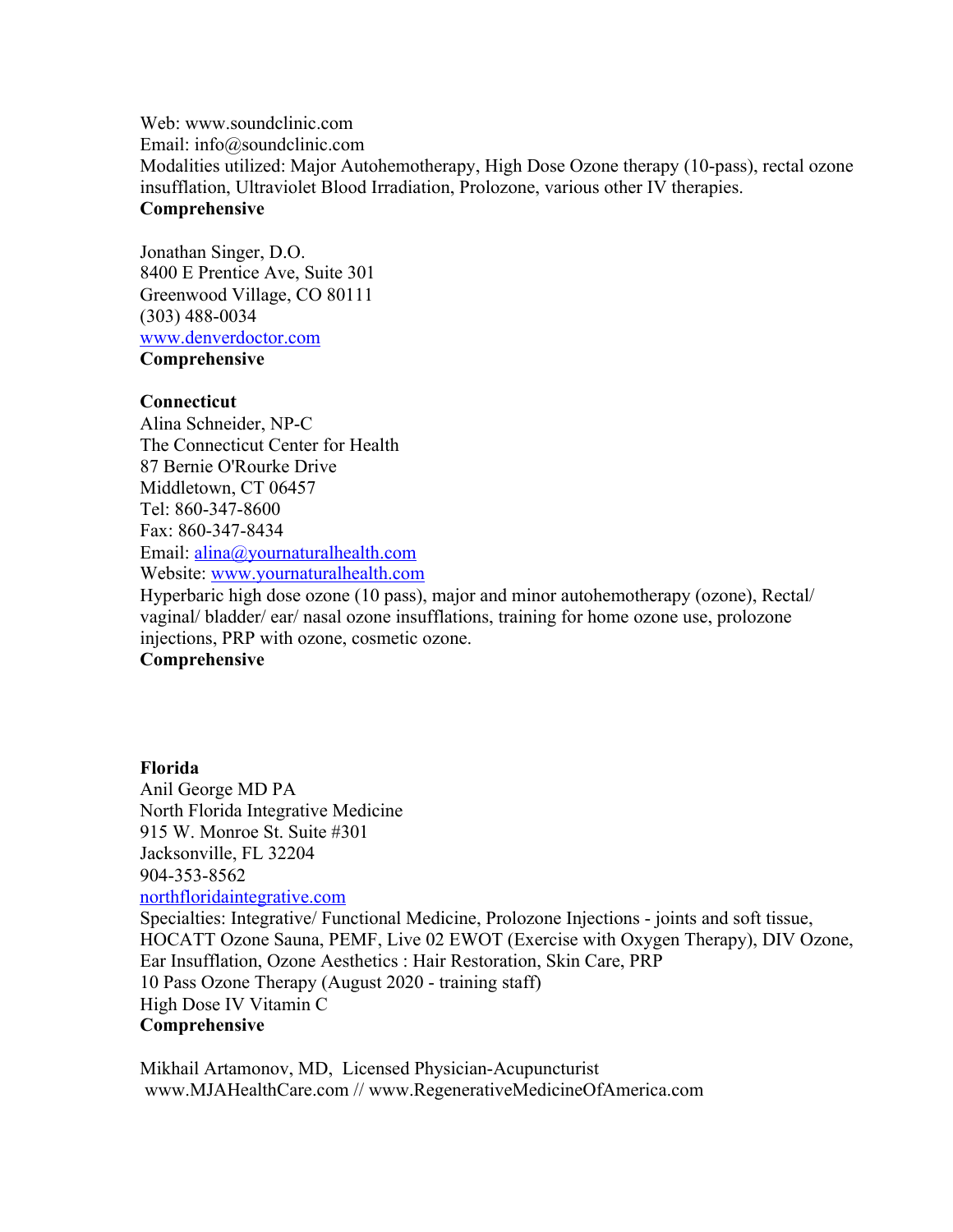Web: www.soundclinic.com
Email: info@soundclinic.com
Modalities utilized: Major Autohemotherapy, High Dose Ozone therapy (10-pass), rectal ozone insufflation, Ultraviolet Blood Irradiation, Prolozone, various other IV therapies.
**Comprehensive**

Jonathan Singer, D.O.
8400 E Prentice Ave, Suite 301
Greenwood Village, CO 80111
(303) 488-0034
www.denverdoctor.com
**Comprehensive**

**Connecticut**
Alina Schneider, NP-C
The Connecticut Center for Health
87 Bernie O'Rourke Drive
Middletown, CT 06457
Tel: 860-347-8600
Fax: 860-347-8434
Email: alina@yournaturalhealth.com
Website: www.yournaturalhealth.com
Hyperbaric high dose ozone (10 pass), major and minor autohemotherapy (ozone), Rectal/ vaginal/ bladder/ ear/ nasal ozone insufflations, training for home ozone use, prolozone injections, PRP with ozone, cosmetic ozone.
**Comprehensive**

**Florida**
Anil George MD PA
North Florida Integrative Medicine
915 W. Monroe St. Suite #301
Jacksonville, FL 32204
904-353-8562
northfloridaintegrative.com
Specialties: Integrative/ Functional Medicine, Prolozone Injections - joints and soft tissue, HOCATT Ozone Sauna, PEMF, Live 02 EWOT (Exercise with Oxygen Therapy), DIV Ozone, Ear Insufflation, Ozone Aesthetics : Hair Restoration, Skin Care, PRP
10 Pass Ozone Therapy (August 2020 - training staff)
High Dose IV Vitamin C
**Comprehensive**

Mikhail Artamonov, MD, Licensed Physician-Acupuncturist
www.MJAHealthCare.com // www.RegenerativeMedicineOfAmerica.com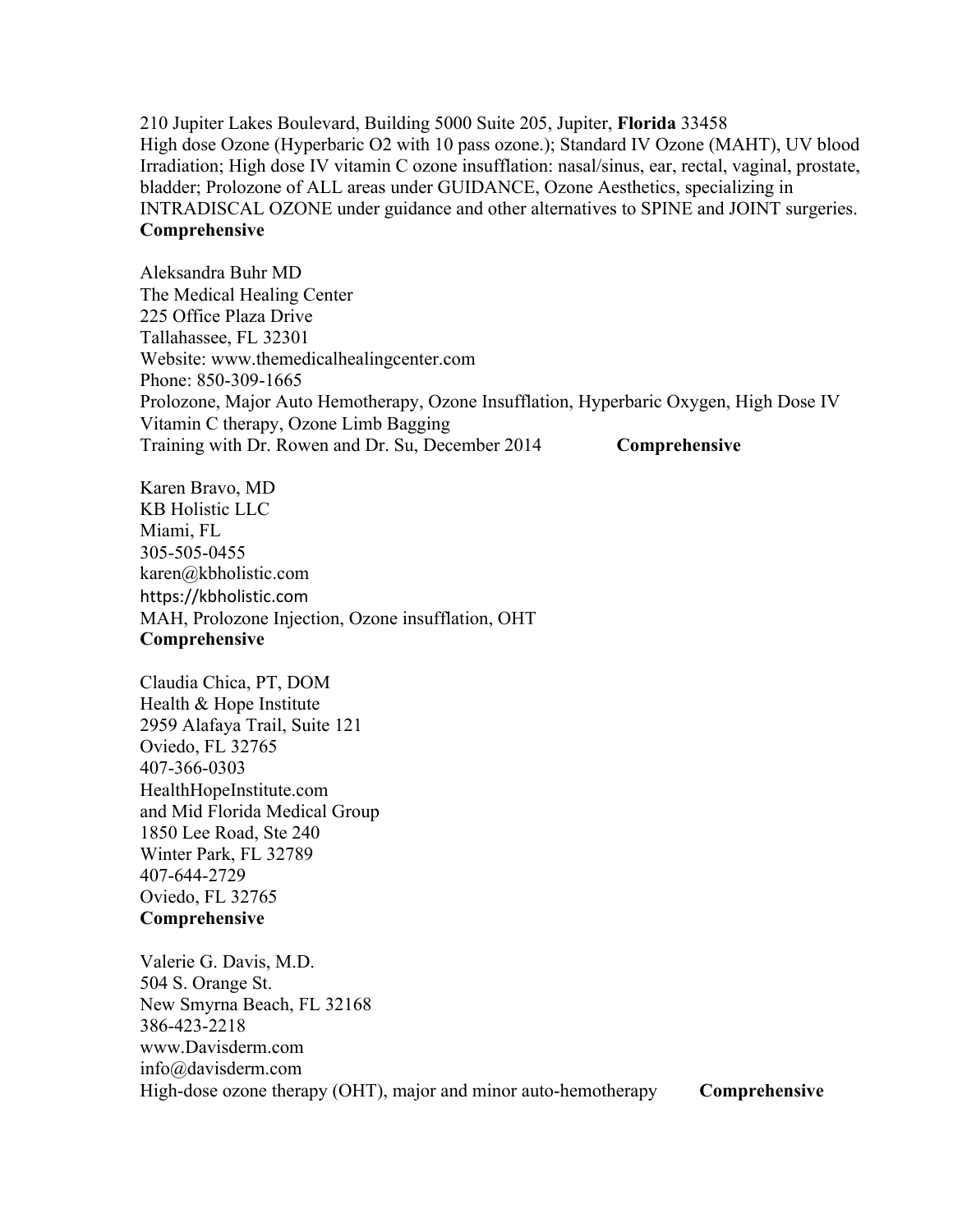210 Jupiter Lakes Boulevard, Building 5000 Suite 205, Jupiter, **Florida** 33458
High dose Ozone (Hyperbaric O2 with 10 pass ozone.); Standard IV Ozone (MAHT), UV blood Irradiation; High dose IV vitamin C ozone insufflation: nasal/sinus, ear, rectal, vaginal, prostate, bladder; Prolozone of ALL areas under GUIDANCE, Ozone Aesthetics, specializing in INTRADISCAL OZONE under guidance and other alternatives to SPINE and JOINT surgeries.
**Comprehensive**

Aleksandra Buhr MD
The Medical Healing Center
225 Office Plaza Drive
Tallahassee, FL 32301
Website: www.themedicalhealingcenter.com
Phone: 850-309-1665
Prolozone, Major Auto Hemotherapy, Ozone Insufflation, Hyperbaric Oxygen, High Dose IV Vitamin C therapy, Ozone Limb Bagging
Training with Dr. Rowen and Dr. Su, December 2014 **Comprehensive**

Karen Bravo, MD
KB Holistic LLC
Miami, FL
305-505-0455
karen@kbholistic.com
https://kbholistic.com
MAH, Prolozone Injection, Ozone insufflation, OHT
**Comprehensive**

Claudia Chica, PT, DOM
Health & Hope Institute
2959 Alafaya Trail, Suite 121
Oviedo, FL 32765
407-366-0303
HealthHopeInstitute.com
and Mid Florida Medical Group
1850 Lee Road, Ste 240
Winter Park, FL 32789
407-644-2729
Oviedo, FL 32765
**Comprehensive**

Valerie G. Davis, M.D.
504 S. Orange St.
New Smyrna Beach, FL 32168
386-423-2218
www.Davisderm.com
info@davisderm.com
High-dose ozone therapy (OHT), major and minor auto-hemotherapy **Comprehensive**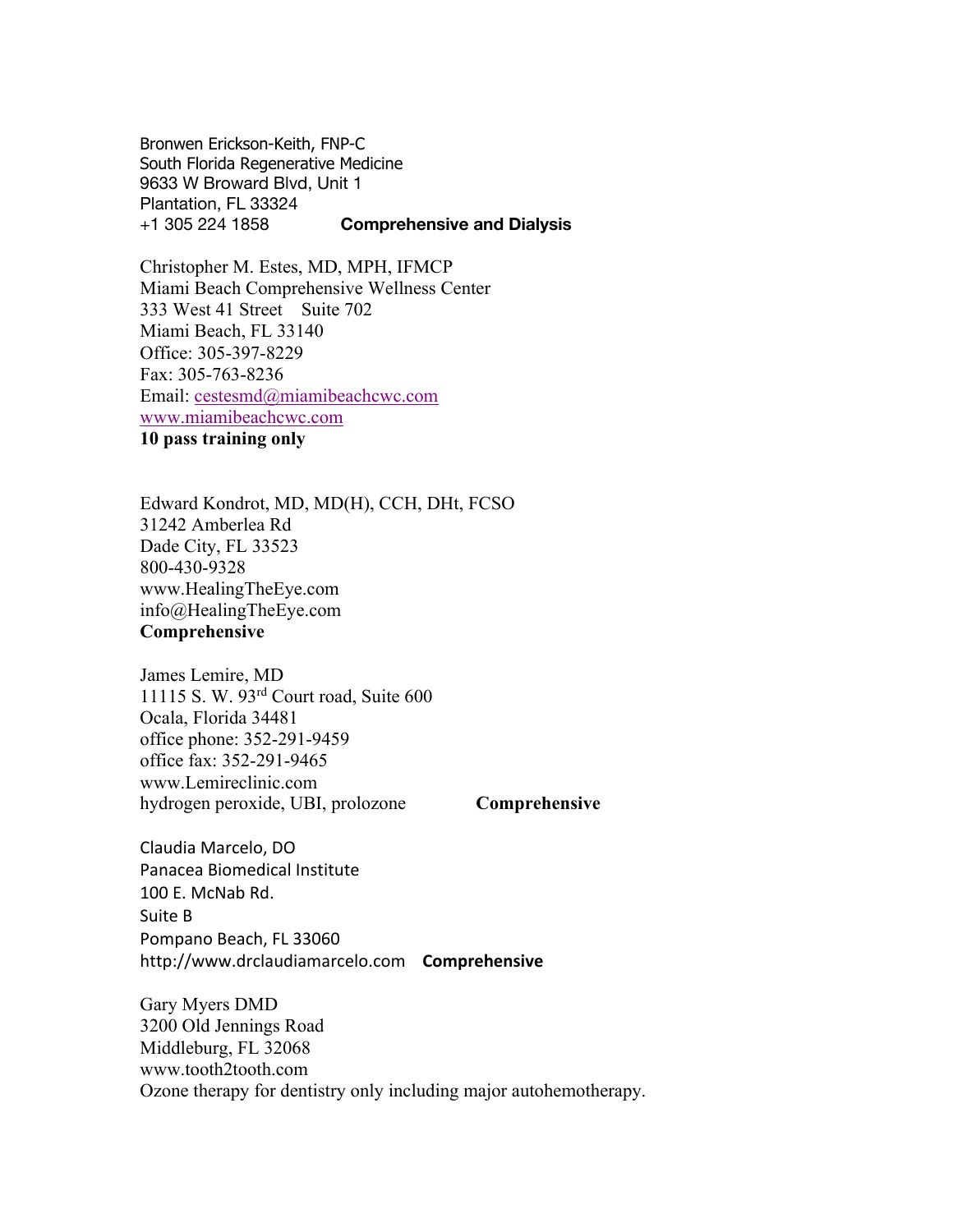Bronwen Erickson-Keith, FNP-C
South Florida Regenerative Medicine
9633 W Broward Blvd, Unit 1
Plantation, FL 33324
+1 305 224 1858 **Comprehensive and Dialysis**

Christopher M. Estes, MD, MPH, IFMCP
Miami Beach Comprehensive Wellness Center
333 West 41 Street Suite 702
Miami Beach, FL 33140
Office: 305-397-8229
Fax: 305-763-8236
Email: cestesmd@miamibeachcwc.com
www.miamibeachcwc.com
**10 pass training only**

Edward Kondrot, MD, MD(H), CCH, DHt, FCSO
31242 Amberlea Rd
Dade City, FL 33523
800-430-9328
www.HealingTheEye.com
info@HealingTheEye.com
**Comprehensive**

James Lemire, MD
11115 S. W. 93rd Court road, Suite 600
Ocala, Florida 34481
office phone: 352-291-9459
office fax: 352-291-9465
www.Lemireclinic.com
hydrogen peroxide, UBI, prolozone **Comprehensive**

Claudia Marcelo, DO
Panacea Biomedical Institute
100 E. McNab Rd.
Suite B
Pompano Beach, FL 33060
http://www.drclaudiamarcelo.com **Comprehensive**

Gary Myers DMD
3200 Old Jennings Road
Middleburg, FL 32068
www.tooth2tooth.com
Ozone therapy for dentistry only including major autohemotherapy.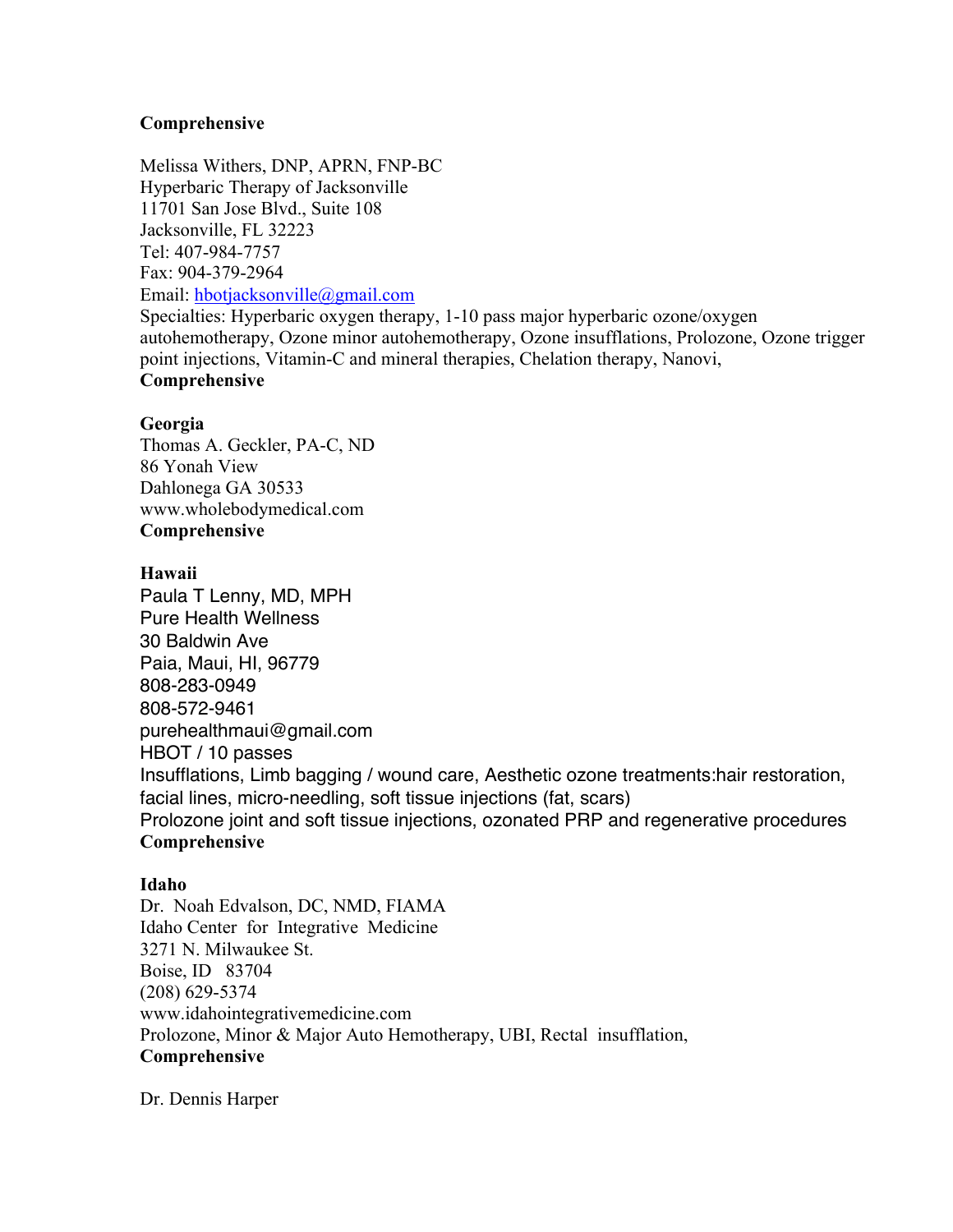**Comprehensive**

Melissa Withers, DNP, APRN, FNP-BC
Hyperbaric Therapy of Jacksonville
11701 San Jose Blvd., Suite 108
Jacksonville, FL 32223
Tel: 407-984-7757
Fax: 904-379-2964
Email: hbotjacksonville@gmail.com
Specialties: Hyperbaric oxygen therapy, 1-10 pass major hyperbaric ozone/oxygen autohemotherapy, Ozone minor autohemotherapy, Ozone insufflations, Prolozone, Ozone trigger point injections, Vitamin-C and mineral therapies, Chelation therapy, Nanovi,
**Comprehensive**

**Georgia**
Thomas A. Geckler, PA-C, ND
86 Yonah View
Dahlonega GA 30533
www.wholebodymedical.com
**Comprehensive**

**Hawaii**
Paula T Lenny, MD, MPH
Pure Health Wellness
30 Baldwin Ave
Paia, Maui, HI, 96779
808-283-0949
808-572-9461
purehealthmaui@gmail.com
HBOT / 10 passes
Insufflations, Limb bagging / wound care, Aesthetic ozone treatments:hair restoration, facial lines, micro-needling, soft tissue injections (fat, scars)
Prolozone joint and soft tissue injections, ozonated PRP and regenerative procedures
**Comprehensive**

**Idaho**
Dr. Noah Edvalson, DC, NMD, FIAMA
Idaho Center for Integrative Medicine
3271 N. Milwaukee St.
Boise, ID 83704
(208) 629-5374
www.idahointegrativemedicine.com
Prolozone, Minor & Major Auto Hemotherapy, UBI, Rectal insufflation,
**Comprehensive**

Dr. Dennis Harper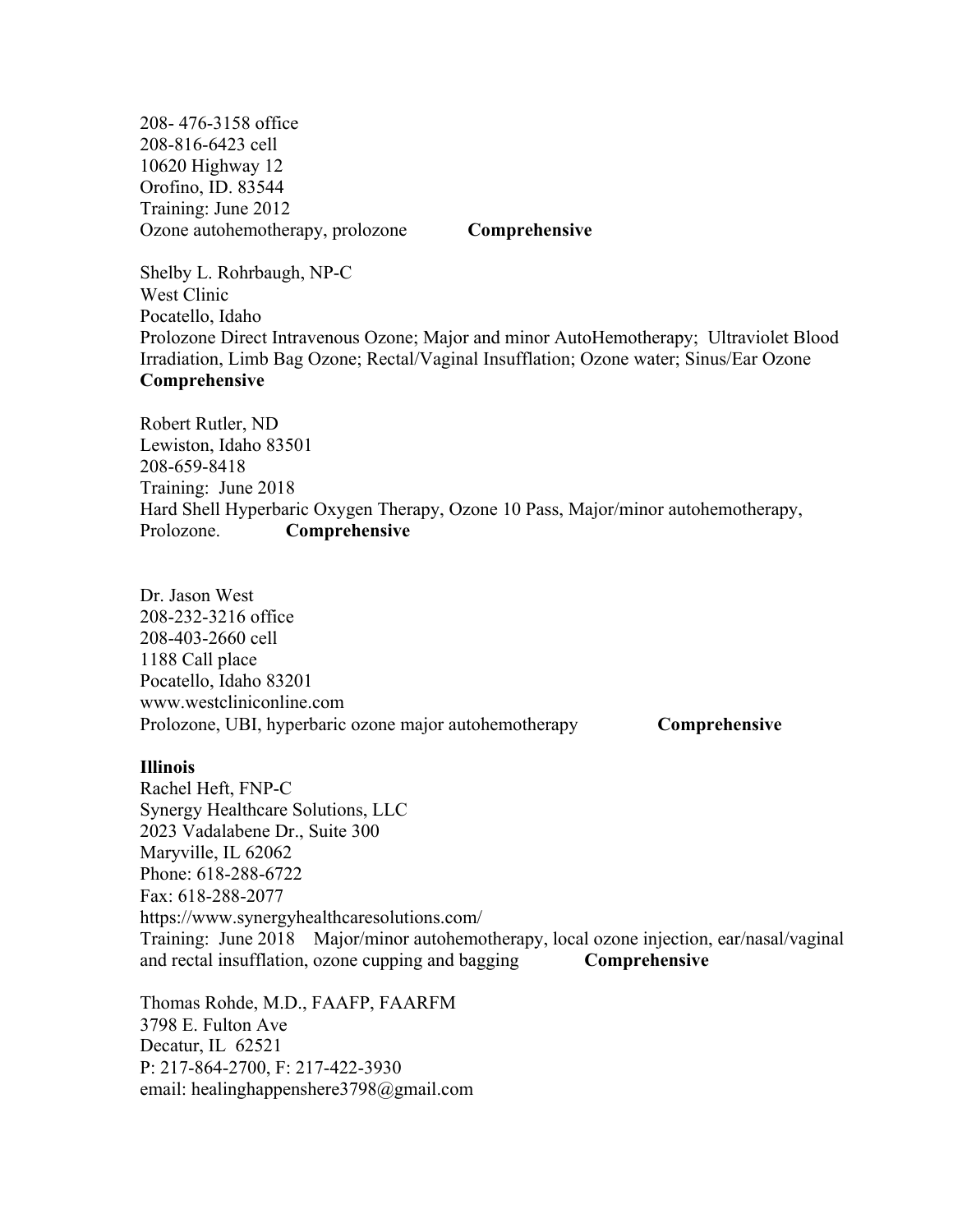208- 476-3158 office
208-816-6423 cell
10620 Highway 12
Orofino, ID. 83544
Training: June 2012
Ozone autohemotherapy, prolozone **Comprehensive**

Shelby L. Rohrbaugh, NP-C
West Clinic
Pocatello, Idaho
Prolozone Direct Intravenous Ozone; Major and minor AutoHemotherapy; Ultraviolet Blood Irradiation, Limb Bag Ozone; Rectal/Vaginal Insufflation; Ozone water; Sinus/Ear Ozone
**Comprehensive**

Robert Rutler, ND
Lewiston, Idaho 83501
208-659-8418
Training: June 2018
Hard Shell Hyperbaric Oxygen Therapy, Ozone 10 Pass, Major/minor autohemotherapy, Prolozone. **Comprehensive**

Dr. Jason West
208-232-3216 office
208-403-2660 cell
1188 Call place
Pocatello, Idaho 83201
www.westcliniconline.com
Prolozone, UBI, hyperbaric ozone major autohemotherapy **Comprehensive**

**Illinois**
Rachel Heft, FNP-C
Synergy Healthcare Solutions, LLC
2023 Vadalabene Dr., Suite 300
Maryville, IL 62062
Phone: 618-288-6722
Fax: 618-288-2077
https://www.synergyhealthcaresolutions.com/
Training: June 2018 Major/minor autohemotherapy, local ozone injection, ear/nasal/vaginal and rectal insufflation, ozone cupping and bagging **Comprehensive**

Thomas Rohde, M.D., FAAFP, FAARFM
3798 E. Fulton Ave
Decatur, IL 62521
P: 217-864-2700, F: 217-422-3930
email: healinghappenshere3798@gmail.com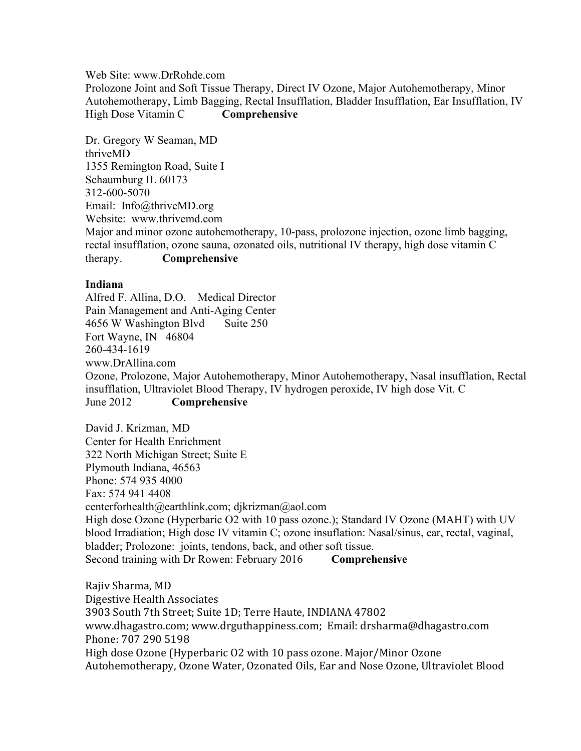Web Site: www.DrRohde.com
Prolozone Joint and Soft Tissue Therapy, Direct IV Ozone, Major Autohemotherapy, Minor Autohemotherapy, Limb Bagging, Rectal Insufflation, Bladder Insufflation, Ear Insufflation, IV High Dose Vitamin C **Comprehensive**

Dr. Gregory W Seaman, MD
thriveMD
1355 Remington Road, Suite I
Schaumburg IL 60173
312-600-5070
Email: Info@thriveMD.org
Website: www.thrivemd.com
Major and minor ozone autohemotherapy, 10-pass, prolozone injection, ozone limb bagging, rectal insufflation, ozone sauna, ozonated oils, nutritional IV therapy, high dose vitamin C therapy. **Comprehensive**

**Indiana**

Alfred F. Allina, D.O. Medical Director
Pain Management and Anti-Aging Center
4656 W Washington Blvd Suite 250
Fort Wayne, IN 46804
260-434-1619
www.DrAllina.com
Ozone, Prolozone, Major Autohemotherapy, Minor Autohemotherapy, Nasal insufflation, Rectal insufflation, Ultraviolet Blood Therapy, IV hydrogen peroxide, IV high dose Vit. C
June 2012 **Comprehensive**

David J. Krizman, MD
Center for Health Enrichment
322 North Michigan Street; Suite E
Plymouth Indiana, 46563
Phone: 574 935 4000
Fax: 574 941 4408
centerforhealth@earthlink.com; djkrizman@aol.com
High dose Ozone (Hyperbaric O2 with 10 pass ozone.); Standard IV Ozone (MAHT) with UV blood Irradiation; High dose IV vitamin C; ozone insuflation: Nasal/sinus, ear, rectal, vaginal, bladder; Prolozone: joints, tendons, back, and other soft tissue.
Second training with Dr Rowen: February 2016 **Comprehensive**

Rajiv Sharma, MD
Digestive Health Associates
3903 South 7th Street; Suite 1D; Terre Haute, INDIANA 47802
www.dhagastro.com; www.drguthappiness.com; Email: drsharma@dhagastro.com
Phone: 707 290 5198
High dose Ozone (Hyperbaric O2 with 10 pass ozone. Major/Minor Ozone Autohemotherapy, Ozone Water, Ozonated Oils, Ear and Nose Ozone, Ultraviolet Blood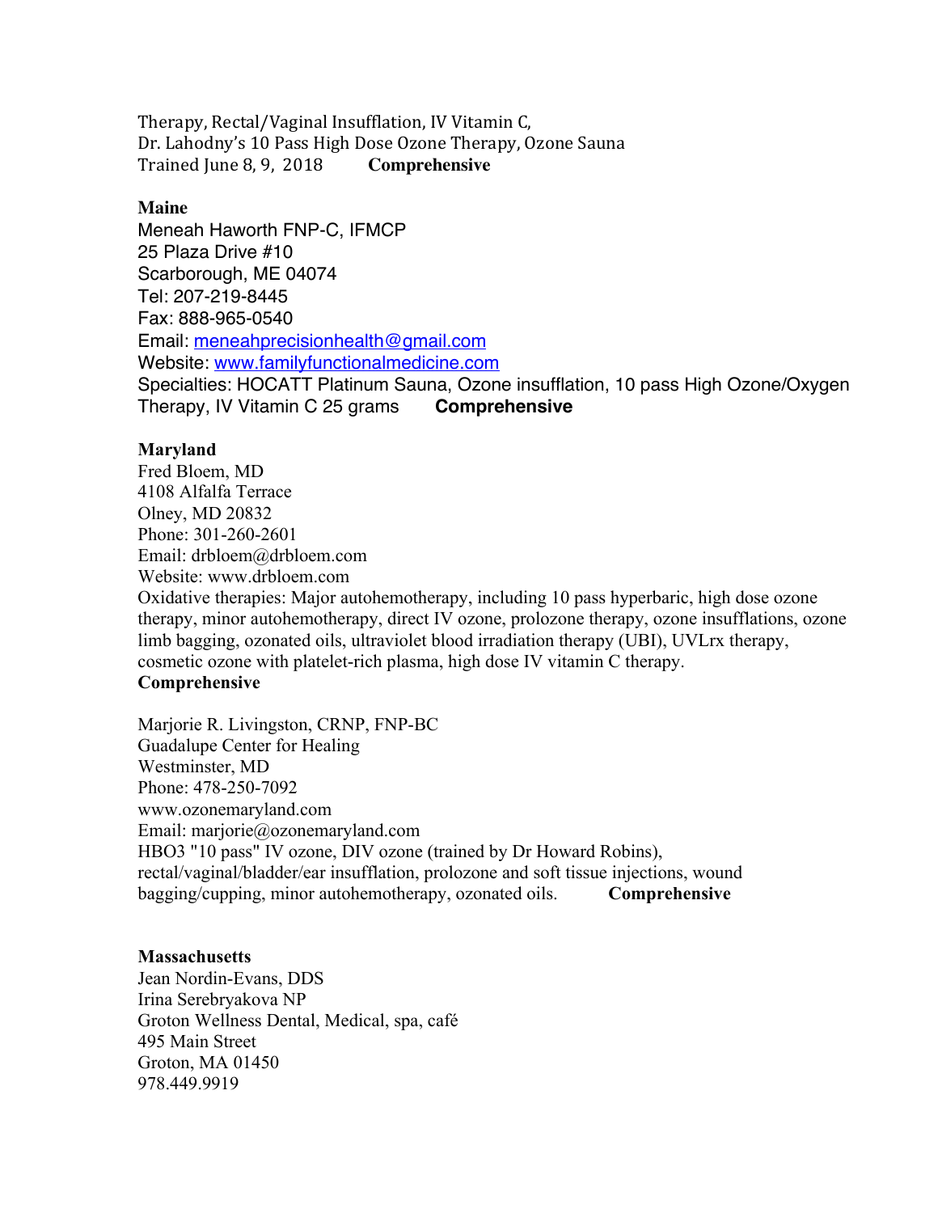Therapy, Rectal/Vaginal Insufflation, IV Vitamin C,
Dr. Lahodny's 10 Pass High Dose Ozone Therapy, Ozone Sauna
Trained June 8, 9, 2018 **Comprehensive**

**Maine**
Meneah Haworth FNP-C, IFMCP
25 Plaza Drive #10
Scarborough, ME 04074
Tel: 207-219-8445
Fax: 888-965-0540
Email: meneahprecisionhealth@gmail.com
Website: www.familyfunctionalmedicine.com
Specialties: HOCATT Platinum Sauna, Ozone insufflation, 10 pass High Ozone/Oxygen Therapy, IV Vitamin C 25 grams **Comprehensive**

**Maryland**
Fred Bloem, MD
4108 Alfalfa Terrace
Olney, MD 20832
Phone: 301-260-2601
Email: drbloem@drbloem.com
Website: www.drbloem.com
Oxidative therapies: Major autohemotherapy, including 10 pass hyperbaric, high dose ozone therapy, minor autohemotherapy, direct IV ozone, prolozone therapy, ozone insufflations, ozone limb bagging, ozonated oils, ultraviolet blood irradiation therapy (UBI), UVLrx therapy, cosmetic ozone with platelet-rich plasma, high dose IV vitamin C therapy.
**Comprehensive**

Marjorie R. Livingston, CRNP, FNP-BC
Guadalupe Center for Healing
Westminster, MD
Phone: 478-250-7092
www.ozonemaryland.com
Email: marjorie@ozonemaryland.com
HBO3 "10 pass" IV ozone, DIV ozone (trained by Dr Howard Robins), rectal/vaginal/bladder/ear insufflation, prolozone and soft tissue injections, wound bagging/cupping, minor autohemotherapy, ozonated oils. **Comprehensive**

**Massachusetts**
Jean Nordin-Evans, DDS
Irina Serebryakova NP
Groton Wellness Dental, Medical, spa, café
495 Main Street
Groton, MA 01450
978.449.9919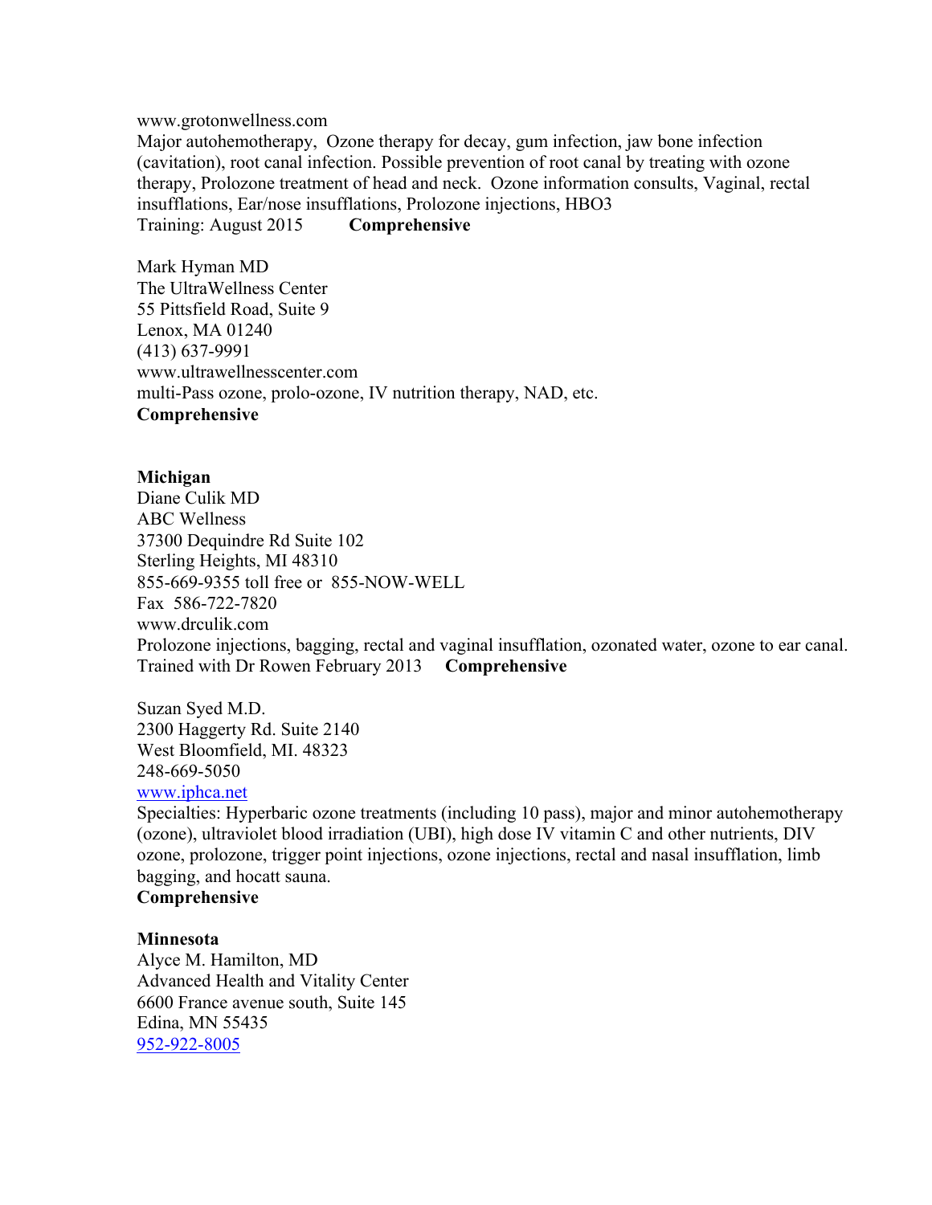www.grotonwellness.com
Major autohemotherapy, Ozone therapy for decay, gum infection, jaw bone infection (cavitation), root canal infection. Possible prevention of root canal by treating with ozone therapy, Prolozone treatment of head and neck. Ozone information consults, Vaginal, rectal insufflations, Ear/nose insufflations, Prolozone injections, HBO3
Training: August 2015 **Comprehensive**

Mark Hyman MD
The UltraWellness Center
55 Pittsfield Road, Suite 9
Lenox, MA 01240
(413) 637-9991
www.ultrawellnesscenter.com
multi-Pass ozone, prolo-ozone, IV nutrition therapy, NAD, etc.
**Comprehensive**

**Michigan**
Diane Culik MD
ABC Wellness
37300 Dequindre Rd Suite 102
Sterling Heights, MI 48310
855-669-9355 toll free or 855-NOW-WELL
Fax 586-722-7820
www.drculik.com
Prolozone injections, bagging, rectal and vaginal insufflation, ozonated water, ozone to ear canal.
Trained with Dr Rowen February 2013 **Comprehensive**

Suzan Syed M.D.
2300 Haggerty Rd. Suite 2140
West Bloomfield, MI. 48323
248-669-5050
www.iphca.net
Specialties: Hyperbaric ozone treatments (including 10 pass), major and minor autohemotherapy (ozone), ultraviolet blood irradiation (UBI), high dose IV vitamin C and other nutrients, DIV ozone, prolozone, trigger point injections, ozone injections, rectal and nasal insufflation, limb bagging, and hocatt sauna.
**Comprehensive**

**Minnesota**
Alyce M. Hamilton, MD
Advanced Health and Vitality Center
6600 France avenue south, Suite 145
Edina, MN 55435
952-922-8005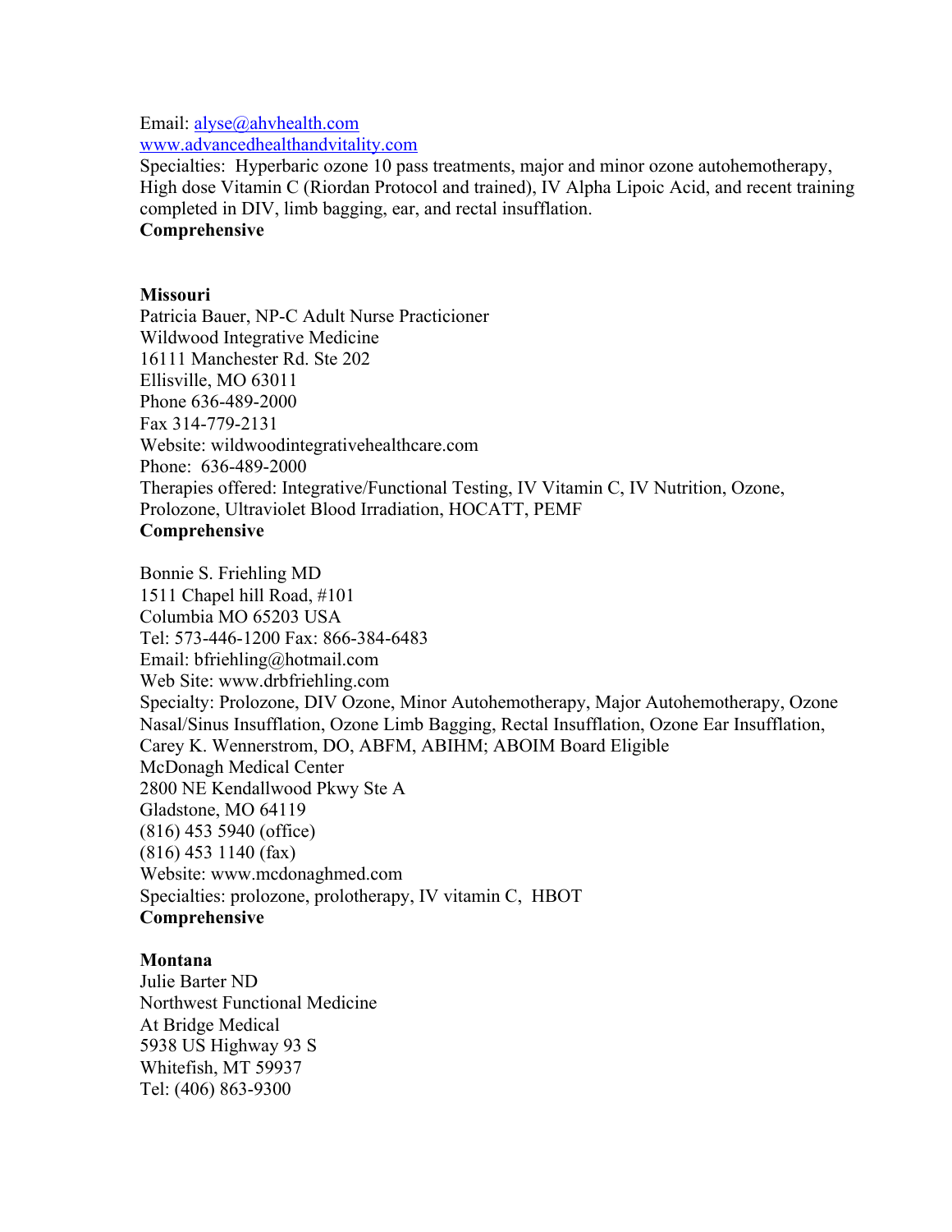Email: alyse@ahvhealth.com
www.advancedhealthandvitality.com
Specialties: Hyperbaric ozone 10 pass treatments, major and minor ozone autohemotherapy, High dose Vitamin C (Riordan Protocol and trained), IV Alpha Lipoic Acid, and recent training completed in DIV, limb bagging, ear, and rectal insufflation.
**Comprehensive**

**Missouri**
Patricia Bauer, NP-C Adult Nurse Practicioner
Wildwood Integrative Medicine
16111 Manchester Rd. Ste 202
Ellisville, MO 63011
Phone 636-489-2000
Fax 314-779-2131
Website: wildwoodintegrativehealthcare.com
Phone: 636-489-2000
Therapies offered: Integrative/Functional Testing, IV Vitamin C, IV Nutrition, Ozone, Prolozone, Ultraviolet Blood Irradiation, HOCATT, PEMF
**Comprehensive**

Bonnie S. Friehling MD
1511 Chapel hill Road, #101
Columbia MO 65203 USA
Tel: 573-446-1200 Fax: 866-384-6483
Email: bfriehling@hotmail.com
Web Site: www.drbfriehling.com
Specialty: Prolozone, DIV Ozone, Minor Autohemotherapy, Major Autohemotherapy, Ozone Nasal/Sinus Insufflation, Ozone Limb Bagging, Rectal Insufflation, Ozone Ear Insufflation,
Carey K. Wennerstrom, DO, ABFM, ABIHM; ABOIM Board Eligible
McDonagh Medical Center
2800 NE Kendallwood Pkwy Ste A
Gladstone, MO 64119
(816) 453 5940 (office)
(816) 453 1140 (fax)
Website: www.mcdonaghmed.com
Specialties: prolozone, prolotherapy, IV vitamin C, HBOT
**Comprehensive**

**Montana**
Julie Barter ND
Northwest Functional Medicine
At Bridge Medical
5938 US Highway 93 S
Whitefish, MT 59937
Tel: (406) 863-9300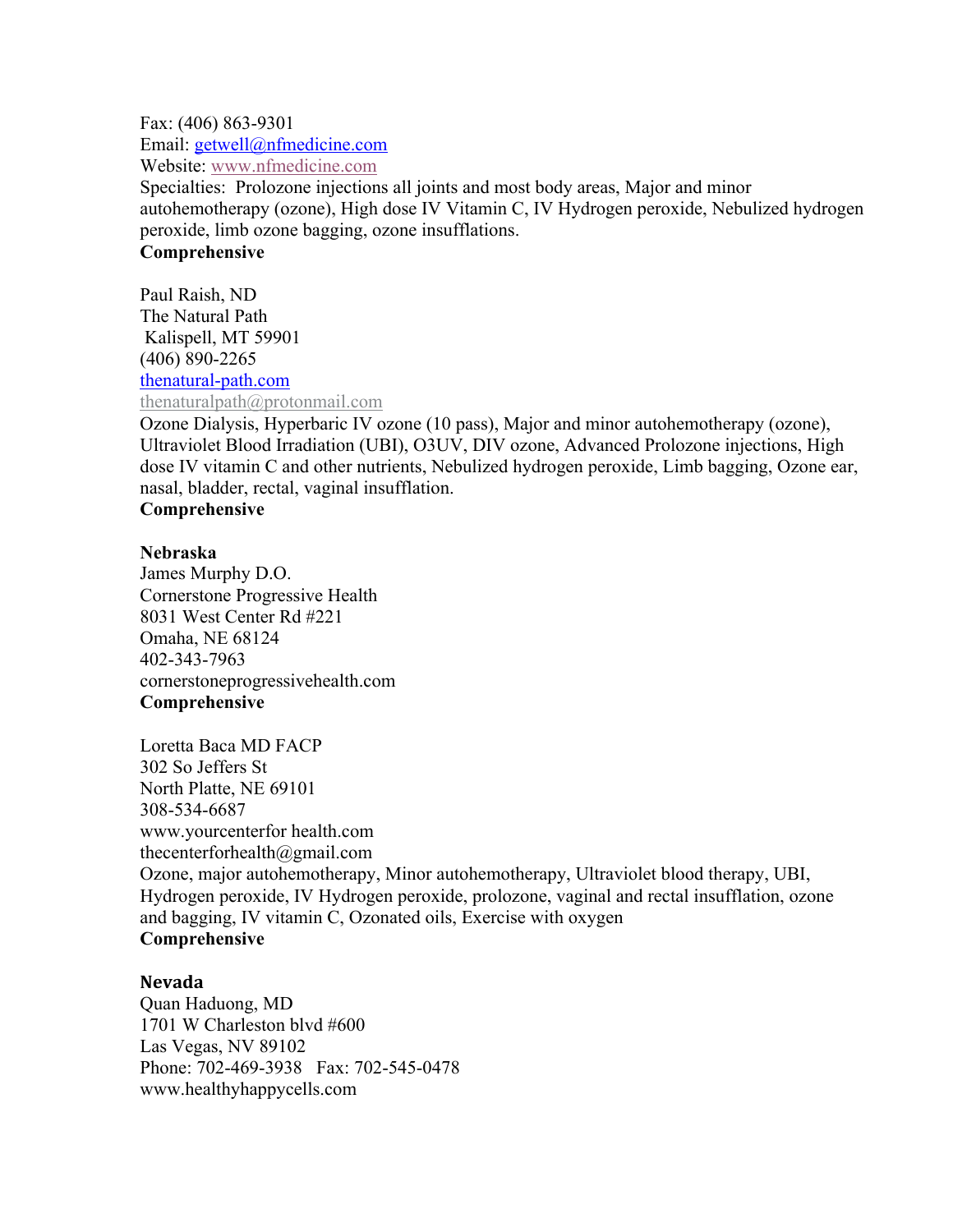Fax: (406) 863-9301
Email: getwell@nfmedicine.com
Website: www.nfmedicine.com
Specialties: Prolozone injections all joints and most body areas, Major and minor autohemotherapy (ozone), High dose IV Vitamin C, IV Hydrogen peroxide, Nebulized hydrogen peroxide, limb ozone bagging, ozone insufflations.
**Comprehensive**

Paul Raish, ND
The Natural Path
Kalispell, MT 59901
(406) 890-2265
thenatural-path.com
thenaturalpath@protonmail.com
Ozone Dialysis, Hyperbaric IV ozone (10 pass), Major and minor autohemotherapy (ozone), Ultraviolet Blood Irradiation (UBI), O3UV, DIV ozone, Advanced Prolozone injections, High dose IV vitamin C and other nutrients, Nebulized hydrogen peroxide, Limb bagging, Ozone ear, nasal, bladder, rectal, vaginal insufflation.
**Comprehensive**

**Nebraska**
James Murphy D.O.
Cornerstone Progressive Health
8031 West Center Rd #221
Omaha, NE 68124
402-343-7963
cornerstoneprogressivehealth.com
**Comprehensive**

Loretta Baca MD FACP
302 So Jeffers St
North Platte, NE 69101
308-534-6687
www.yourcenterfor health.com
thecenterforhealth@gmail.com
Ozone, major autohemotherapy, Minor autohemotherapy, Ultraviolet blood therapy, UBI, Hydrogen peroxide, IV Hydrogen peroxide, prolozone, vaginal and rectal insufflation, ozone and bagging, IV vitamin C, Ozonated oils, Exercise with oxygen
**Comprehensive**

**Nevada**
Quan Haduong, MD
1701 W Charleston blvd #600
Las Vegas, NV 89102
Phone: 702-469-3938 Fax: 702-545-0478
www.healthyhappycells.com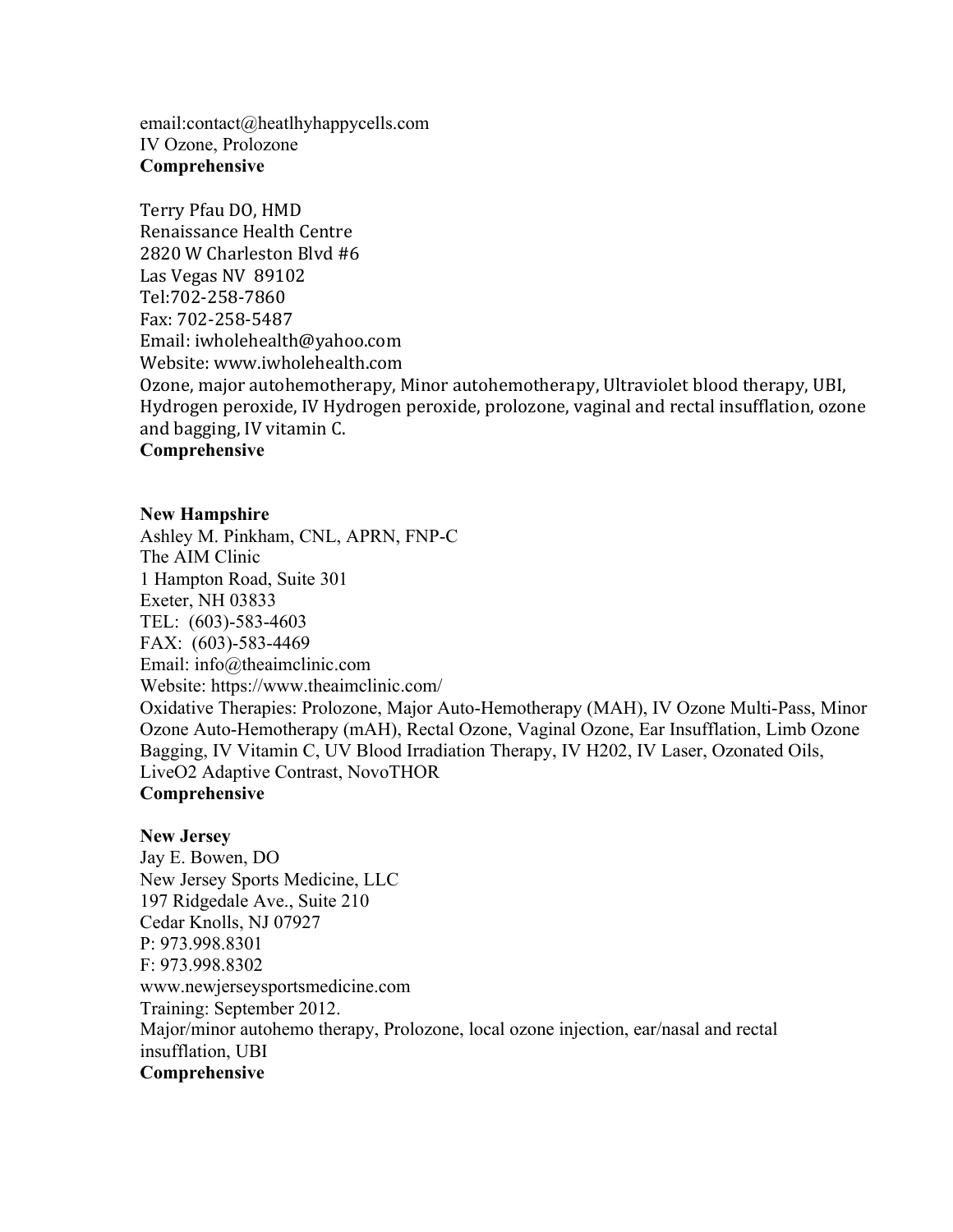email:contact@heatlhyhappycells.com
IV Ozone, Prolozone
**Comprehensive**

Terry Pfau DO, HMD
Renaissance Health Centre
2820 W Charleston Blvd #6
Las Vegas NV 89102
Tel:702-258-7860
Fax: 702-258-5487
Email: iwholehealth@yahoo.com
Website: www.iwholehealth.com
Ozone, major autohemotherapy, Minor autohemotherapy, Ultraviolet blood therapy, UBI, Hydrogen peroxide, IV Hydrogen peroxide, prolozone, vaginal and rectal insufflation, ozone and bagging, IV vitamin C.
**Comprehensive**

**New Hampshire**
Ashley M. Pinkham, CNL, APRN, FNP-C
The AIM Clinic
1 Hampton Road, Suite 301
Exeter, NH 03833
TEL: (603)-583-4603
FAX: (603)-583-4469
Email: info@theaimclinic.com
Website: https://www.theaimclinic.com/
Oxidative Therapies: Prolozone, Major Auto-Hemotherapy (MAH), IV Ozone Multi-Pass, Minor Ozone Auto-Hemotherapy (mAH), Rectal Ozone, Vaginal Ozone, Ear Insufflation, Limb Ozone Bagging, IV Vitamin C, UV Blood Irradiation Therapy, IV H202, IV Laser, Ozonated Oils, LiveO2 Adaptive Contrast, NovoTHOR
**Comprehensive**

**New Jersey**
Jay E. Bowen, DO
New Jersey Sports Medicine, LLC
197 Ridgedale Ave., Suite 210
Cedar Knolls, NJ 07927
P: 973.998.8301
F: 973.998.8302
www.newjerseysportsmedicine.com
Training: September 2012.
Major/minor autohemo therapy, Prolozone, local ozone injection, ear/nasal and rectal insufflation, UBI
**Comprehensive**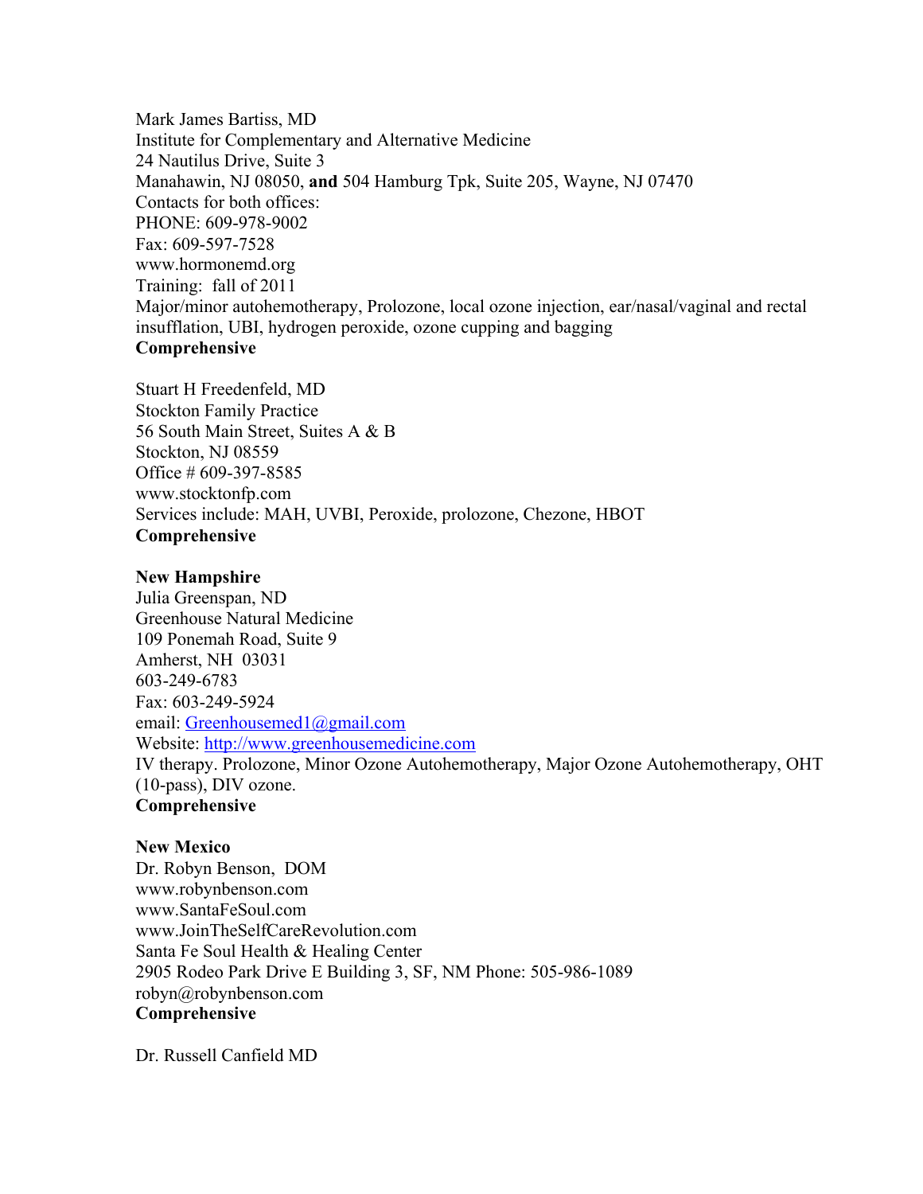Mark James Bartiss, MD
Institute for Complementary and Alternative Medicine
24 Nautilus Drive, Suite 3
Manahawin, NJ 08050, **and** 504 Hamburg Tpk, Suite 205, Wayne, NJ 07470
Contacts for both offices:
PHONE: 609-978-9002
Fax: 609-597-7528
www.hormonemd.org
Training: fall of 2011
Major/minor autohemotherapy, Prolozone, local ozone injection, ear/nasal/vaginal and rectal insufflation, UBI, hydrogen peroxide, ozone cupping and bagging
**Comprehensive**

Stuart H Freedenfeld, MD
Stockton Family Practice
56 South Main Street, Suites A & B
Stockton, NJ 08559
Office # 609-397-8585
www.stocktonfp.com
Services include: MAH, UVBI, Peroxide, prolozone, Chezone, HBOT
**Comprehensive**

**New Hampshire**
Julia Greenspan, ND
Greenhouse Natural Medicine
109 Ponemah Road, Suite 9
Amherst, NH 03031
603-249-6783
Fax: 603-249-5924
email: Greenhousemed1@gmail.com
Website: http://www.greenhousemedicine.com
IV therapy. Prolozone, Minor Ozone Autohemotherapy, Major Ozone Autohemotherapy, OHT (10-pass), DIV ozone.
**Comprehensive**

**New Mexico**
Dr. Robyn Benson, DOM
www.robynbenson.com
www.SantaFeSoul.com
www.JoinTheSelfCareRevolution.com
Santa Fe Soul Health & Healing Center
2905 Rodeo Park Drive E Building 3, SF, NM Phone: 505-986-1089
robyn@robynbenson.com
**Comprehensive**

Dr. Russell Canfield MD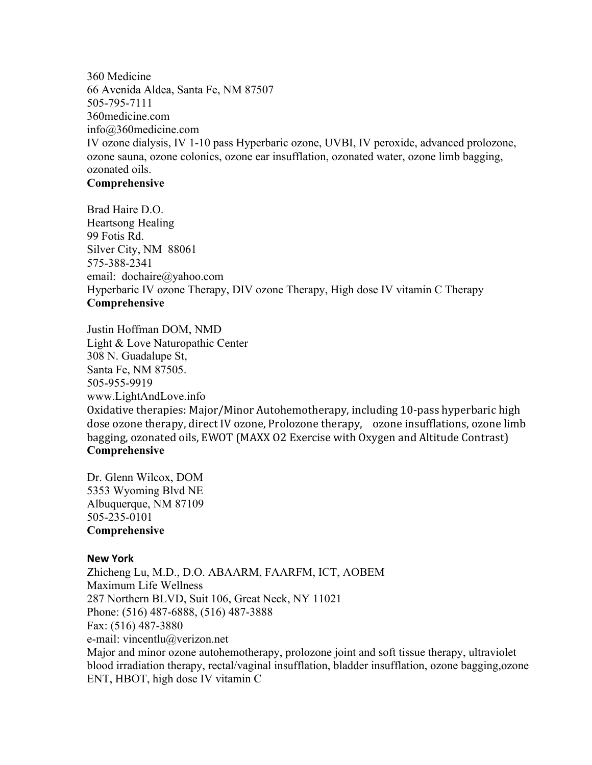360 Medicine
66 Avenida Aldea, Santa Fe, NM 87507
505-795-7111
360medicine.com
info@360medicine.com
IV ozone dialysis, IV 1-10 pass Hyperbaric ozone, UVBI, IV peroxide, advanced prolozone, ozone sauna, ozone colonics, ozone ear insufflation, ozonated water, ozone limb bagging, ozonated oils.
**Comprehensive**

Brad Haire D.O.
Heartsong Healing
99 Fotis Rd.
Silver City, NM 88061
575-388-2341
email: dochaire@yahoo.com
Hyperbaric IV ozone Therapy, DIV ozone Therapy, High dose IV vitamin C Therapy
**Comprehensive**

Justin Hoffman DOM, NMD
Light & Love Naturopathic Center
308 N. Guadalupe St,
Santa Fe, NM 87505.
505-955-9919
www.LightAndLove.info
Oxidative therapies: Major/Minor Autohemotherapy, including 10-pass hyperbaric high dose ozone therapy, direct IV ozone, Prolozone therapy, ozone insufflations, ozone limb bagging, ozonated oils, EWOT (MAXX O2 Exercise with Oxygen and Altitude Contrast)
**Comprehensive**

Dr. Glenn Wilcox, DOM
5353 Wyoming Blvd NE
Albuquerque, NM 87109
505-235-0101
**Comprehensive**

**New York**

Zhicheng Lu, M.D., D.O. ABAARM, FAARFM, ICT, AOBEM
Maximum Life Wellness
287 Northern BLVD, Suit 106, Great Neck, NY 11021
Phone: (516) 487-6888, (516) 487-3888
Fax: (516) 487-3880
e-mail: vincentlu@verizon.net
Major and minor ozone autohemotherapy, prolozone joint and soft tissue therapy, ultraviolet blood irradiation therapy, rectal/vaginal insufflation, bladder insufflation, ozone bagging,ozone ENT, HBOT, high dose IV vitamin C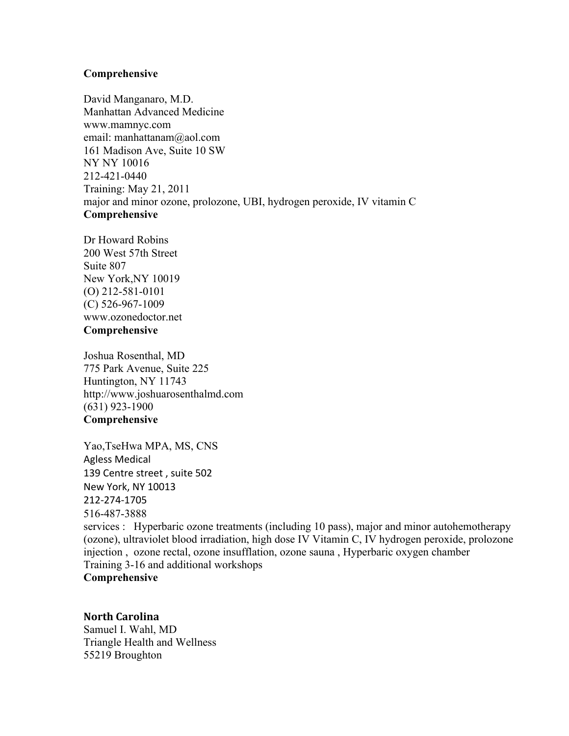**Comprehensive**

David Manganaro, M.D.
Manhattan Advanced Medicine
www.mamnyc.com
email: manhattanam@aol.com
161 Madison Ave, Suite 10 SW
NY NY 10016
212-421-0440
Training: May 21, 2011
major and minor ozone, prolozone, UBI, hydrogen peroxide, IV vitamin C
**Comprehensive**

Dr Howard Robins
200 West 57th Street
Suite 807
New York,NY 10019
(O) 212-581-0101
(C) 526-967-1009
www.ozonedoctor.net
**Comprehensive**

Joshua Rosenthal, MD
775 Park Avenue, Suite 225
Huntington, NY 11743
http://www.joshuarosenthalmd.com
(631) 923-1900
**Comprehensive**

Yao,TseHwa MPA, MS, CNS
Agless Medical
139 Centre street , suite 502
New York, NY 10013
212-274-1705
516-487-3888
services : Hyperbaric ozone treatments (including 10 pass), major and minor autohemotherapy (ozone), ultraviolet blood irradiation, high dose IV Vitamin C, IV hydrogen peroxide, prolozone injection , ozone rectal, ozone insufflation, ozone sauna , Hyperbaric oxygen chamber
Training 3-16 and additional workshops
**Comprehensive**

**North Carolina**
Samuel I. Wahl, MD
Triangle Health and Wellness
55219 Broughton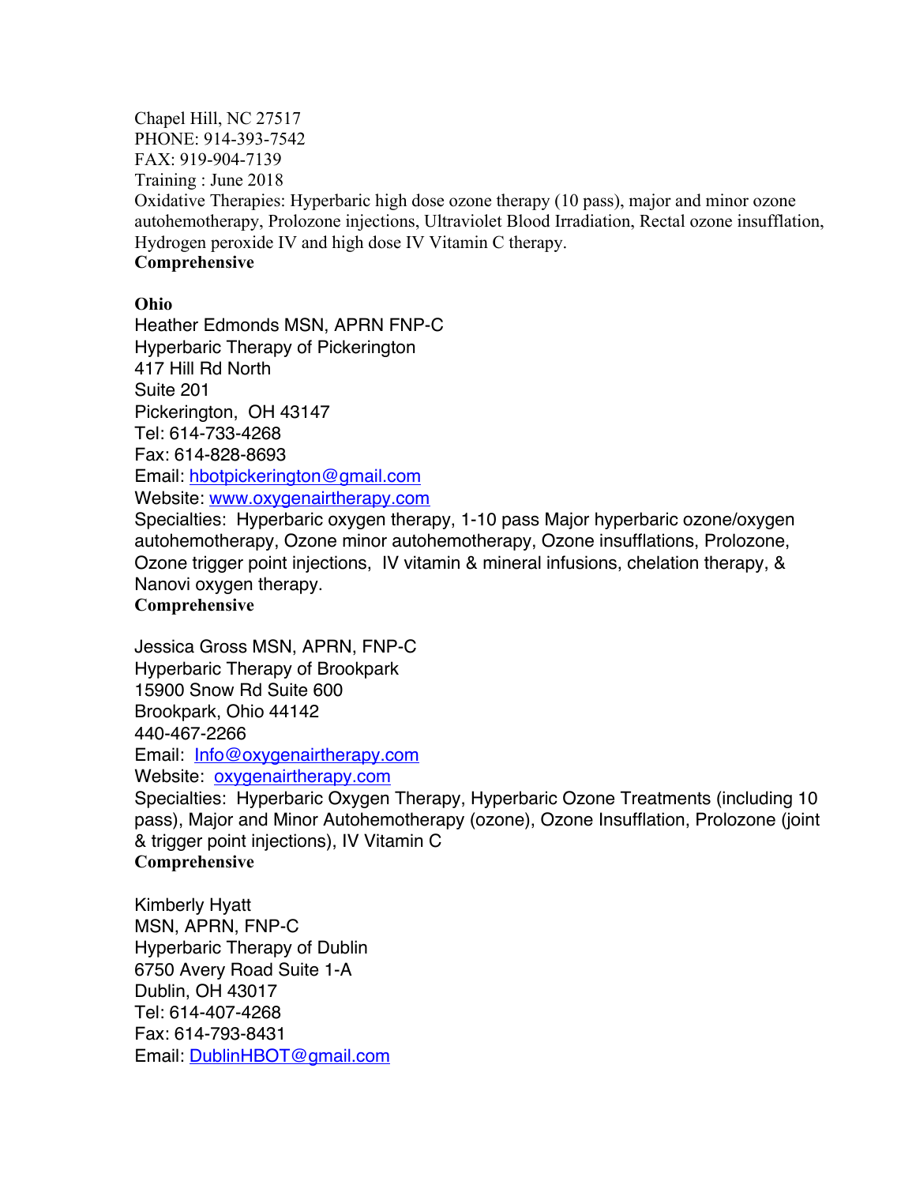Chapel Hill, NC 27517
PHONE: 914-393-7542
FAX: 919-904-7139
Training : June 2018
Oxidative Therapies: Hyperbaric high dose ozone therapy (10 pass), major and minor ozone autohemotherapy, Prolozone injections, Ultraviolet Blood Irradiation, Rectal ozone insufflation, Hydrogen peroxide IV and high dose IV Vitamin C therapy.
**Comprehensive**

**Ohio**
Heather Edmonds MSN, APRN FNP-C
Hyperbaric Therapy of Pickerington
417 Hill Rd North
Suite 201
Pickerington, OH 43147
Tel: 614-733-4268
Fax: 614-828-8693
Email: hbotpickerington@gmail.com
Website: www.oxygenairtherapy.com
Specialties: Hyperbaric oxygen therapy, 1-10 pass Major hyperbaric ozone/oxygen autohemotherapy, Ozone minor autohemotherapy, Ozone insufflations, Prolozone, Ozone trigger point injections, IV vitamin & mineral infusions, chelation therapy, & Nanovi oxygen therapy.
**Comprehensive**

Jessica Gross MSN, APRN, FNP-C
Hyperbaric Therapy of Brookpark
15900 Snow Rd Suite 600
Brookpark, Ohio 44142
440-467-2266
Email: Info@oxygenairtherapy.com
Website: oxygenairtherapy.com
Specialties: Hyperbaric Oxygen Therapy, Hyperbaric Ozone Treatments (including 10 pass), Major and Minor Autohemotherapy (ozone), Ozone Insufflation, Prolozone (joint & trigger point injections), IV Vitamin C
**Comprehensive**

Kimberly Hyatt
MSN, APRN, FNP-C
Hyperbaric Therapy of Dublin
6750 Avery Road Suite 1-A
Dublin, OH 43017
Tel: 614-407-4268
Fax: 614-793-8431
Email: DublinHBOT@gmail.com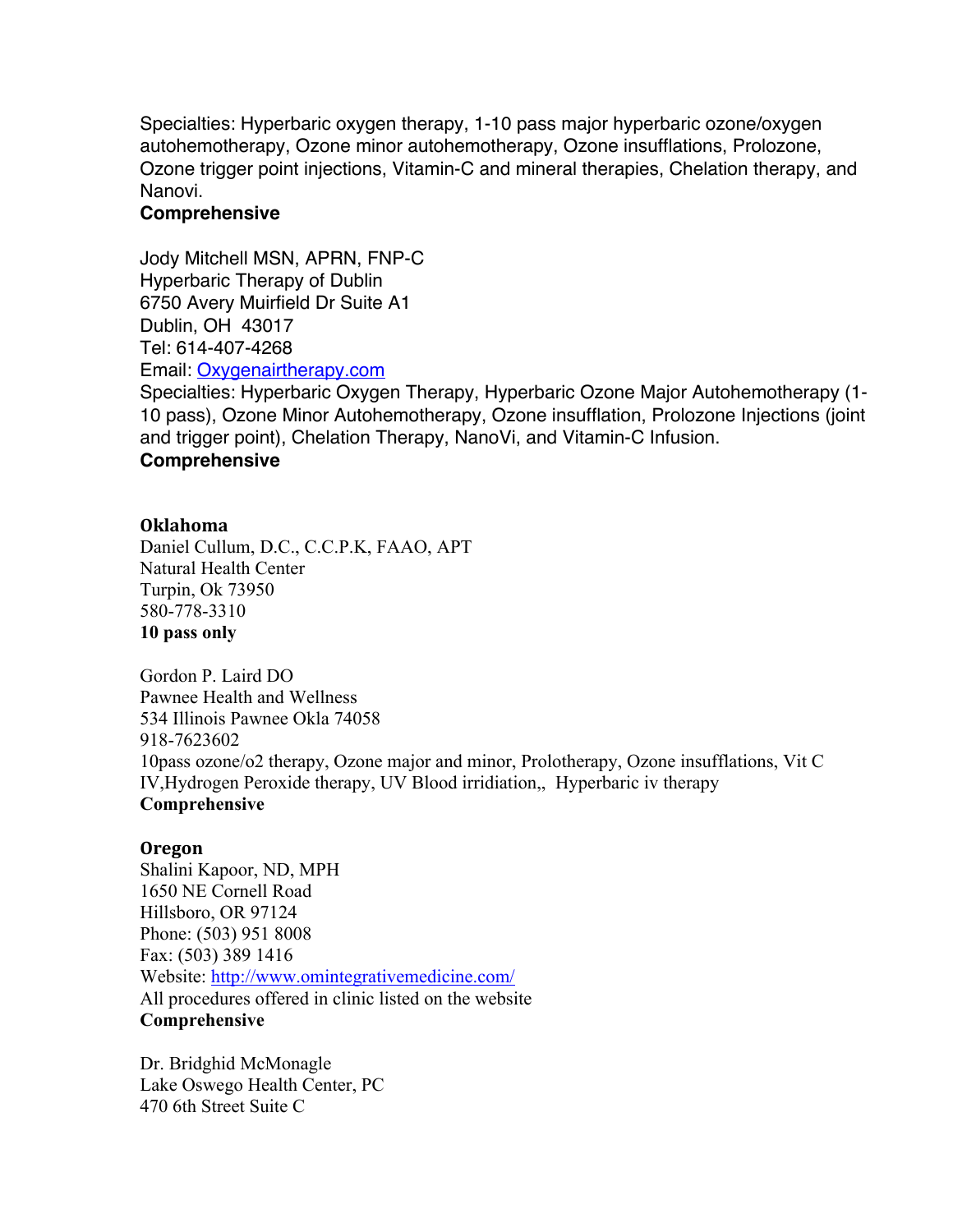Specialties: Hyperbaric oxygen therapy, 1-10 pass major hyperbaric ozone/oxygen autohemotherapy, Ozone minor autohemotherapy, Ozone insufflations, Prolozone, Ozone trigger point injections, Vitamin-C and mineral therapies, Chelation therapy, and Nanovi.
**Comprehensive**

Jody Mitchell MSN, APRN, FNP-C
Hyperbaric Therapy of Dublin
6750 Avery Muirfield Dr Suite A1
Dublin, OH 43017
Tel: 614-407-4268
Email: [Oxygenairtherapy.com](Oxygenairtherapy.com)
Specialties: Hyperbaric Oxygen Therapy, Hyperbaric Ozone Major Autohemotherapy (1-10 pass), Ozone Minor Autohemotherapy, Ozone insufflation, Prolozone Injections (joint and trigger point), Chelation Therapy, NanoVi, and Vitamin-C Infusion.
**Comprehensive**

## Oklahoma

Daniel Cullum, D.C., C.C.P.K, FAAO, APT
Natural Health Center
Turpin, Ok 73950
580-778-3310
**10 pass only**

Gordon P. Laird DO
Pawnee Health and Wellness
534 Illinois Pawnee Okla 74058
918-7623602
10pass ozone/o2 therapy, Ozone major and minor, Prolotherapy, Ozone insufflations, Vit C IV,Hydrogen Peroxide therapy, UV Blood irridiation,, Hyperbaric iv therapy
**Comprehensive**

## Oregon

Shalini Kapoor, ND, MPH
1650 NE Cornell Road
Hillsboro, OR 97124
Phone: (503) 951 8008
Fax: (503) 389 1416
Website: [http://www.omintegrativemedicine.com/](http://www.omintegrativemedicine.com/)
All procedures offered in clinic listed on the website
**Comprehensive**

Dr. Bridghid McMonagle
Lake Oswego Health Center, PC
470 6th Street Suite C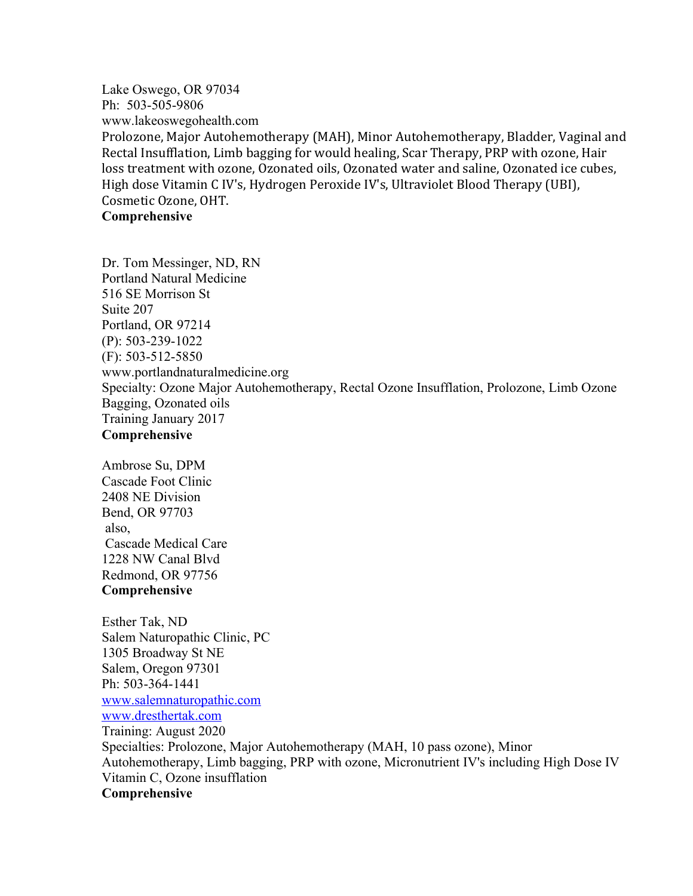Lake Oswego, OR 97034
Ph: 503-505-9806
www.lakeoswegohealth.com
Prolozone, Major Autohemotherapy (MAH), Minor Autohemotherapy, Bladder, Vaginal and Rectal Insufflation, Limb bagging for would healing, Scar Therapy, PRP with ozone, Hair loss treatment with ozone, Ozonated oils, Ozonated water and saline, Ozonated ice cubes, High dose Vitamin C IV's, Hydrogen Peroxide IV's, Ultraviolet Blood Therapy (UBI), Cosmetic Ozone, OHT.
**Comprehensive**

Dr. Tom Messinger, ND, RN
Portland Natural Medicine
516 SE Morrison St
Suite 207
Portland, OR 97214
(P): 503-239-1022
(F): 503-512-5850
www.portlandnaturalmedicine.org
Specialty: Ozone Major Autohemotherapy, Rectal Ozone Insufflation, Prolozone, Limb Ozone Bagging, Ozonated oils
Training January 2017
**Comprehensive**

Ambrose Su, DPM
Cascade Foot Clinic
2408 NE Division
Bend, OR 97703
also,
Cascade Medical Care
1228 NW Canal Blvd
Redmond, OR 97756
**Comprehensive**

Esther Tak, ND
Salem Naturopathic Clinic, PC
1305 Broadway St NE
Salem, Oregon 97301
Ph: 503-364-1441
www.salemnaturopathic.com
www.dresthertak.com
Training: August 2020
Specialties: Prolozone, Major Autohemotherapy (MAH, 10 pass ozone), Minor Autohemotherapy, Limb bagging, PRP with ozone, Micronutrient IV's including High Dose IV Vitamin C, Ozone insufflation
**Comprehensive**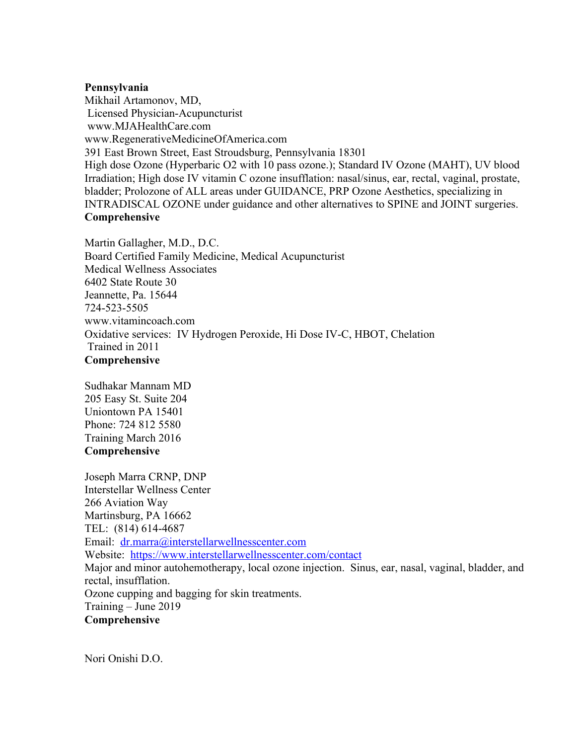**Pennsylvania**

Mikhail Artamonov, MD,
Licensed Physician-Acupuncturist
www.MJAHealthCare.com
www.RegenerativeMedicineOfAmerica.com
391 East Brown Street, East Stroudsburg, Pennsylvania 18301
High dose Ozone (Hyperbaric O2 with 10 pass ozone.); Standard IV Ozone (MAHT), UV blood Irradiation; High dose IV vitamin C ozone insufflation: nasal/sinus, ear, rectal, vaginal, prostate, bladder; Prolozone of ALL areas under GUIDANCE, PRP Ozone Aesthetics, specializing in INTRADISCAL OZONE under guidance and other alternatives to SPINE and JOINT surgeries.
**Comprehensive**

Martin Gallagher, M.D., D.C.
Board Certified Family Medicine, Medical Acupuncturist
Medical Wellness Associates
6402 State Route 30
Jeannette, Pa. 15644
724-523-5505
www.vitamincoach.com
Oxidative services: IV Hydrogen Peroxide, Hi Dose IV-C, HBOT, Chelation
Trained in 2011
**Comprehensive**

Sudhakar Mannam MD
205 Easy St. Suite 204
Uniontown PA 15401
Phone: 724 812 5580
Training March 2016
**Comprehensive**

Joseph Marra CRNP, DNP
Interstellar Wellness Center
266 Aviation Way
Martinsburg, PA 16662
TEL: (814) 614-4687
Email: [dr.marra@interstellarwellnesscenter.com](mailto:dr.marra@interstellarwellnesscenter.com)
Website: [https://www.interstellarwellnesscenter.com/contact](https://www.interstellarwellnesscenter.com/contact)
Major and minor autohemotherapy, local ozone injection. Sinus, ear, nasal, vaginal, bladder, and rectal, insufflation.
Ozone cupping and bagging for skin treatments.
Training – June 2019
**Comprehensive**

Nori Onishi D.O.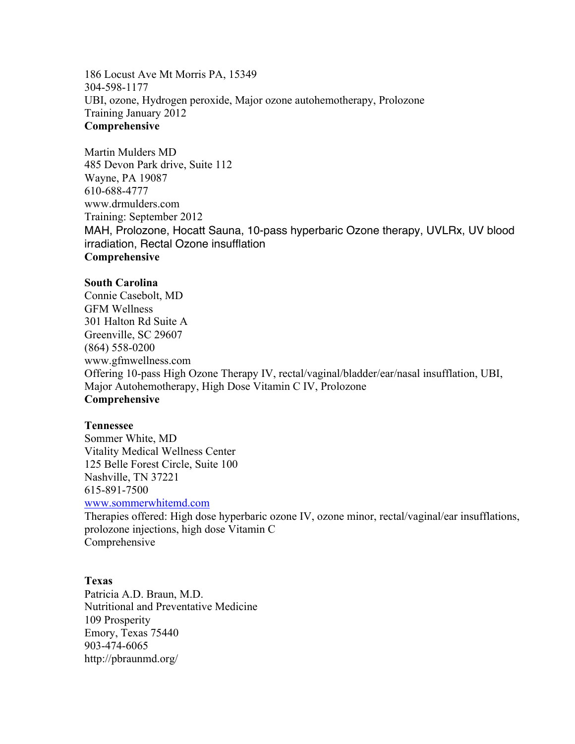186 Locust Ave Mt Morris PA, 15349
304-598-1177
UBI, ozone, Hydrogen peroxide, Major ozone autohemotherapy, Prolozone
Training January 2012
**Comprehensive**

Martin Mulders MD
485 Devon Park drive, Suite 112
Wayne, PA 19087
610-688-4777
www.drmulders.com
Training: September 2012
MAH, Prolozone, Hocatt Sauna, 10-pass hyperbaric Ozone therapy, UVLRx, UV blood irradiation, Rectal Ozone insufflation
**Comprehensive**

**South Carolina**
Connie Casebolt, MD
GFM Wellness
301 Halton Rd Suite A
Greenville, SC 29607
(864) 558-0200
www.gfmwellness.com
Offering 10-pass High Ozone Therapy IV, rectal/vaginal/bladder/ear/nasal insufflation, UBI, Major Autohemotherapy, High Dose Vitamin C IV, Prolozone
**Comprehensive**

**Tennessee**
Sommer White, MD
Vitality Medical Wellness Center
125 Belle Forest Circle, Suite 100
Nashville, TN 37221
615-891-7500
www.sommerwhitemd.com
Therapies offered: High dose hyperbaric ozone IV, ozone minor, rectal/vaginal/ear insufflations, prolozone injections, high dose Vitamin C
Comprehensive

**Texas**
Patricia A.D. Braun, M.D.
Nutritional and Preventative Medicine
109 Prosperity
Emory, Texas 75440
903-474-6065
http://pbraunmd.org/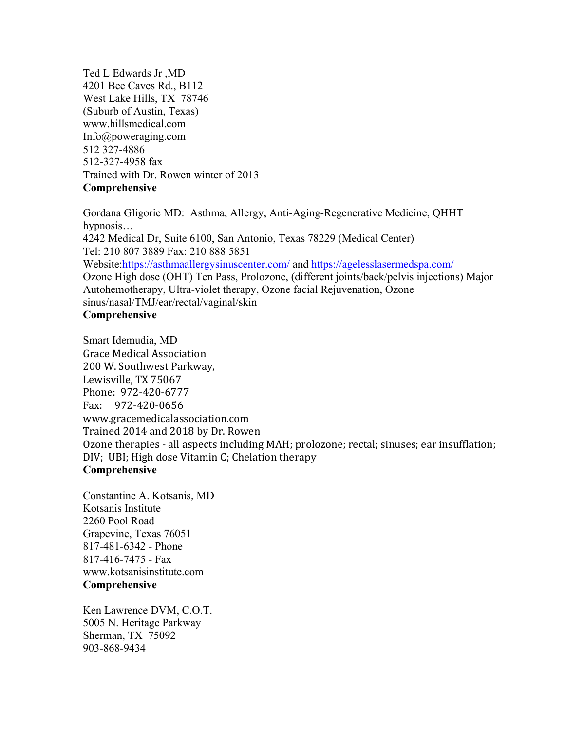Ted L Edwards Jr ,MD
4201 Bee Caves Rd., B112
West Lake Hills, TX 78746
(Suburb of Austin, Texas)
www.hillsmedical.com
Info@poweraging.com
512 327-4886
512-327-4958 fax
Trained with Dr. Rowen winter of 2013
**Comprehensive**

Gordana Gligoric MD: Asthma, Allergy, Anti-Aging-Regenerative Medicine, QHHT hypnosis…
4242 Medical Dr, Suite 6100, San Antonio, Texas 78229 (Medical Center)
Tel: 210 807 3889 Fax: 210 888 5851
Website:https://asthmaallergysinuscenter.com/ and https://agelesslasermedspa.com/
Ozone High dose (OHT) Ten Pass, Prolozone, (different joints/back/pelvis injections) Major Autohemotherapy, Ultra-violet therapy, Ozone facial Rejuvenation, Ozone sinus/nasal/TMJ/ear/rectal/vaginal/skin
**Comprehensive**

Smart Idemudia, MD
Grace Medical Association
200 W. Southwest Parkway,
Lewisville, TX 75067
Phone: 972-420-6777
Fax: 972-420-0656
www.gracemedicalassociation.com
Trained 2014 and 2018 by Dr. Rowen
Ozone therapies - all aspects including MAH; prolozone; rectal; sinuses; ear insufflation; DIV; UBI; High dose Vitamin C; Chelation therapy
**Comprehensive**

Constantine A. Kotsanis, MD
Kotsanis Institute
2260 Pool Road
Grapevine, Texas 76051
817-481-6342 - Phone
817-416-7475 - Fax
www.kotsanisinstitute.com
**Comprehensive**

Ken Lawrence DVM, C.O.T.
5005 N. Heritage Parkway
Sherman, TX 75092
903-868-9434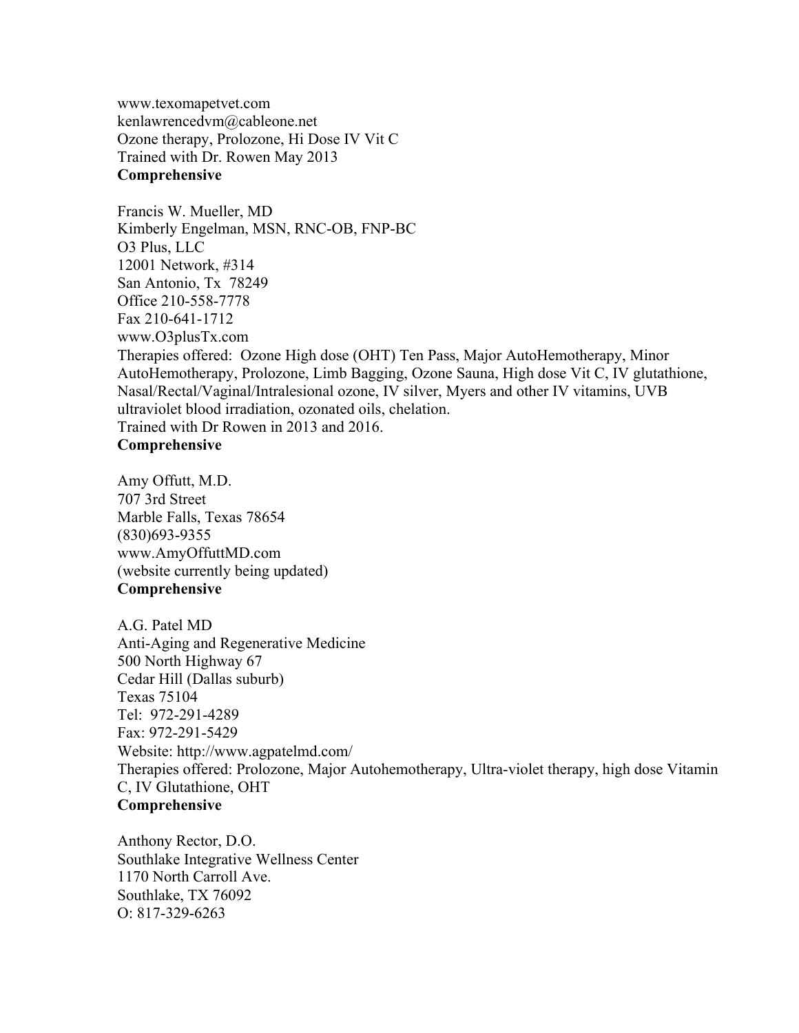www.texomapetvet.com
kenlawrencedvm@cableone.net
Ozone therapy, Prolozone, Hi Dose IV Vit C
Trained with Dr. Rowen May 2013
**Comprehensive**

Francis W. Mueller, MD
Kimberly Engelman, MSN, RNC-OB, FNP-BC
O3 Plus, LLC
12001 Network, #314
San Antonio, Tx 78249
Office 210-558-7778
Fax 210-641-1712
www.O3plusTx.com
Therapies offered: Ozone High dose (OHT) Ten Pass, Major AutoHemotherapy, Minor AutoHemotherapy, Prolozone, Limb Bagging, Ozone Sauna, High dose Vit C, IV glutathione, Nasal/Rectal/Vaginal/Intralesional ozone, IV silver, Myers and other IV vitamins, UVB ultraviolet blood irradiation, ozonated oils, chelation.
Trained with Dr Rowen in 2013 and 2016.
**Comprehensive**

Amy Offutt, M.D.
707 3rd Street
Marble Falls, Texas 78654
(830)693-9355
www.AmyOffuttMD.com
(website currently being updated)
**Comprehensive**

A.G. Patel MD
Anti-Aging and Regenerative Medicine
500 North Highway 67
Cedar Hill (Dallas suburb)
Texas 75104
Tel: 972-291-4289
Fax: 972-291-5429
Website: http://www.agpatelmd.com/
Therapies offered: Prolozone, Major Autohemotherapy, Ultra-violet therapy, high dose Vitamin C, IV Glutathione, OHT
**Comprehensive**

Anthony Rector, D.O.
Southlake Integrative Wellness Center
1170 North Carroll Ave.
Southlake, TX 76092
O: 817-329-6263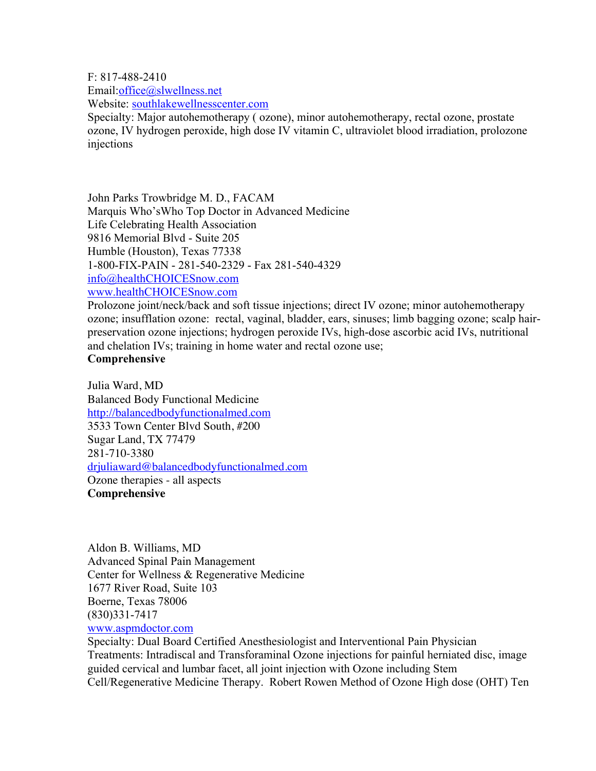F: 817-488-2410
Email:office@slwellness.net
Website: southlakewellnesscenter.com
Specialty: Major autohemotherapy ( ozone), minor autohemotherapy, rectal ozone, prostate ozone, IV hydrogen peroxide, high dose IV vitamin C, ultraviolet blood irradiation, prolozone injections

John Parks Trowbridge M. D., FACAM
Marquis Who'sWho Top Doctor in Advanced Medicine
Life Celebrating Health Association
9816 Memorial Blvd - Suite 205
Humble (Houston), Texas 77338
1-800-FIX-PAIN - 281-540-2329 - Fax 281-540-4329
info@healthCHOICESnow.com
www.healthCHOICESnow.com
Prolozone joint/neck/back and soft tissue injections; direct IV ozone; minor autohemotherapy ozone; insufflation ozone: rectal, vaginal, bladder, ears, sinuses; limb bagging ozone; scalp hair-preservation ozone injections; hydrogen peroxide IVs, high-dose ascorbic acid IVs, nutritional and chelation IVs; training in home water and rectal ozone use;
**Comprehensive**

Julia Ward, MD
Balanced Body Functional Medicine
http://balancedbodyfunctionalmed.com
3533 Town Center Blvd South, #200
Sugar Land, TX 77479
281-710-3380
drjuliaward@balancedbodyfunctionalmed.com
Ozone therapies - all aspects
**Comprehensive**

Aldon B. Williams, MD
Advanced Spinal Pain Management
Center for Wellness & Regenerative Medicine
1677 River Road, Suite 103
Boerne, Texas 78006
(830)331-7417
www.aspmdoctor.com
Specialty: Dual Board Certified Anesthesiologist and Interventional Pain Physician
Treatments: Intradiscal and Transforaminal Ozone injections for painful herniated disc, image guided cervical and lumbar facet, all joint injection with Ozone including Stem Cell/Regenerative Medicine Therapy. Robert Rowen Method of Ozone High dose (OHT) Ten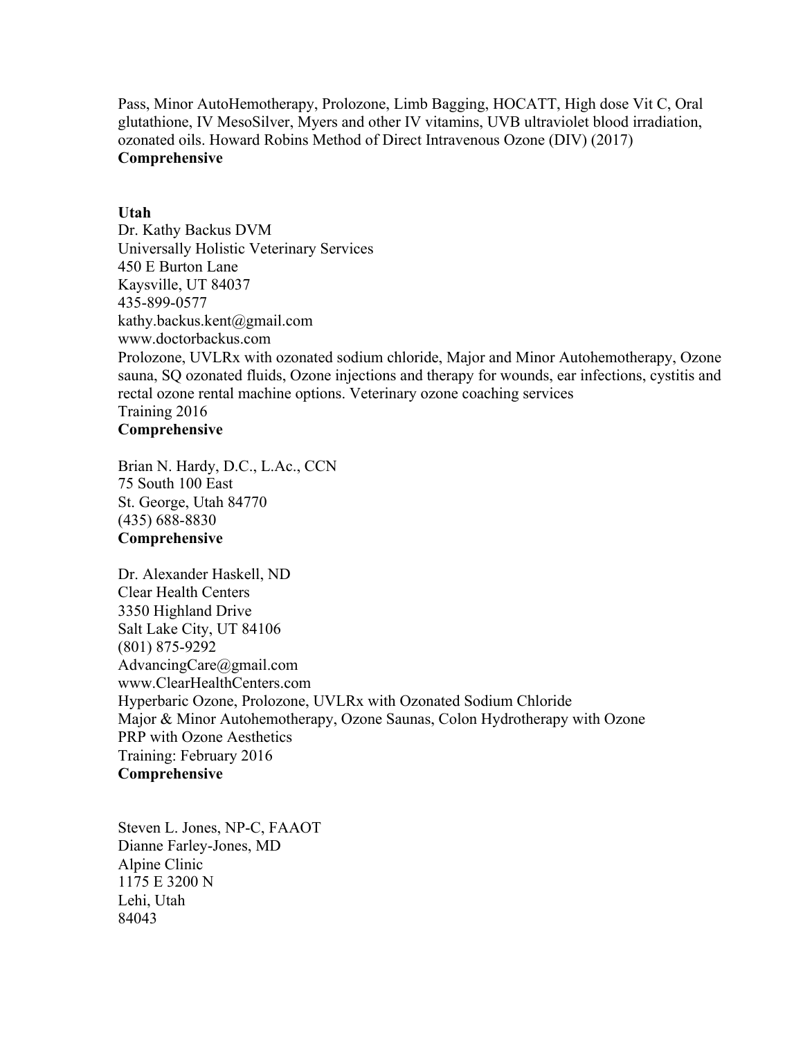Pass, Minor AutoHemotherapy, Prolozone, Limb Bagging, HOCATT, High dose Vit C, Oral glutathione, IV MesoSilver, Myers and other IV vitamins, UVB ultraviolet blood irradiation, ozonated oils. Howard Robins Method of Direct Intravenous Ozone (DIV) (2017)
**Comprehensive**

**Utah**

Dr. Kathy Backus DVM
Universally Holistic Veterinary Services
450 E Burton Lane
Kaysville, UT 84037
435-899-0577
kathy.backus.kent@gmail.com
www.doctorbackus.com
Prolozone, UVLRx with ozonated sodium chloride, Major and Minor Autohemotherapy, Ozone sauna, SQ ozonated fluids, Ozone injections and therapy for wounds, ear infections, cystitis and rectal ozone rental machine options. Veterinary ozone coaching services
Training 2016
**Comprehensive**

Brian N. Hardy, D.C., L.Ac., CCN
75 South 100 East
St. George, Utah 84770
(435) 688-8830
**Comprehensive**

Dr. Alexander Haskell, ND
Clear Health Centers
3350 Highland Drive
Salt Lake City, UT 84106
(801) 875-9292
AdvancingCare@gmail.com
www.ClearHealthCenters.com
Hyperbaric Ozone, Prolozone, UVLRx with Ozonated Sodium Chloride
Major & Minor Autohemotherapy, Ozone Saunas, Colon Hydrotherapy with Ozone
PRP with Ozone Aesthetics
Training: February 2016
**Comprehensive**

Steven L. Jones, NP-C, FAAOT
Dianne Farley-Jones, MD
Alpine Clinic
1175 E 3200 N
Lehi, Utah
84043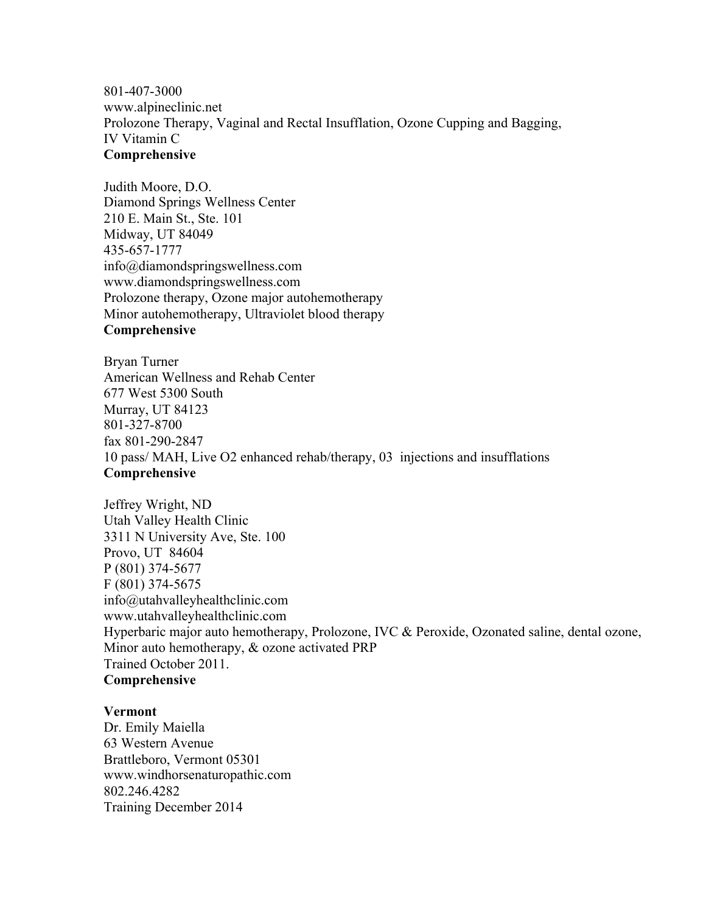801-407-3000
www.alpineclinic.net
Prolozone Therapy, Vaginal and Rectal Insufflation, Ozone Cupping and Bagging, IV Vitamin C
**Comprehensive**

Judith Moore, D.O.
Diamond Springs Wellness Center
210 E. Main St., Ste. 101
Midway, UT 84049
435-657-1777
info@diamondspringswellness.com
www.diamondspringswellness.com
Prolozone therapy, Ozone major autohemotherapy
Minor autohemotherapy, Ultraviolet blood therapy
**Comprehensive**

Bryan Turner
American Wellness and Rehab Center
677 West 5300 South
Murray, UT 84123
801-327-8700
fax 801-290-2847
10 pass/ MAH, Live O2 enhanced rehab/therapy, 03 injections and insufflations
**Comprehensive**

Jeffrey Wright, ND
Utah Valley Health Clinic
3311 N University Ave, Ste. 100
Provo, UT 84604
P (801) 374-5677
F (801) 374-5675
info@utahvalleyhealthclinic.com
www.utahvalleyhealthclinic.com
Hyperbaric major auto hemotherapy, Prolozone, IVC & Peroxide, Ozonated saline, dental ozone, Minor auto hemotherapy, & ozone activated PRP
Trained October 2011.
**Comprehensive**

**Vermont**
Dr. Emily Maiella
63 Western Avenue
Brattleboro, Vermont 05301
www.windhorsenaturopathic.com
802.246.4282
Training December 2014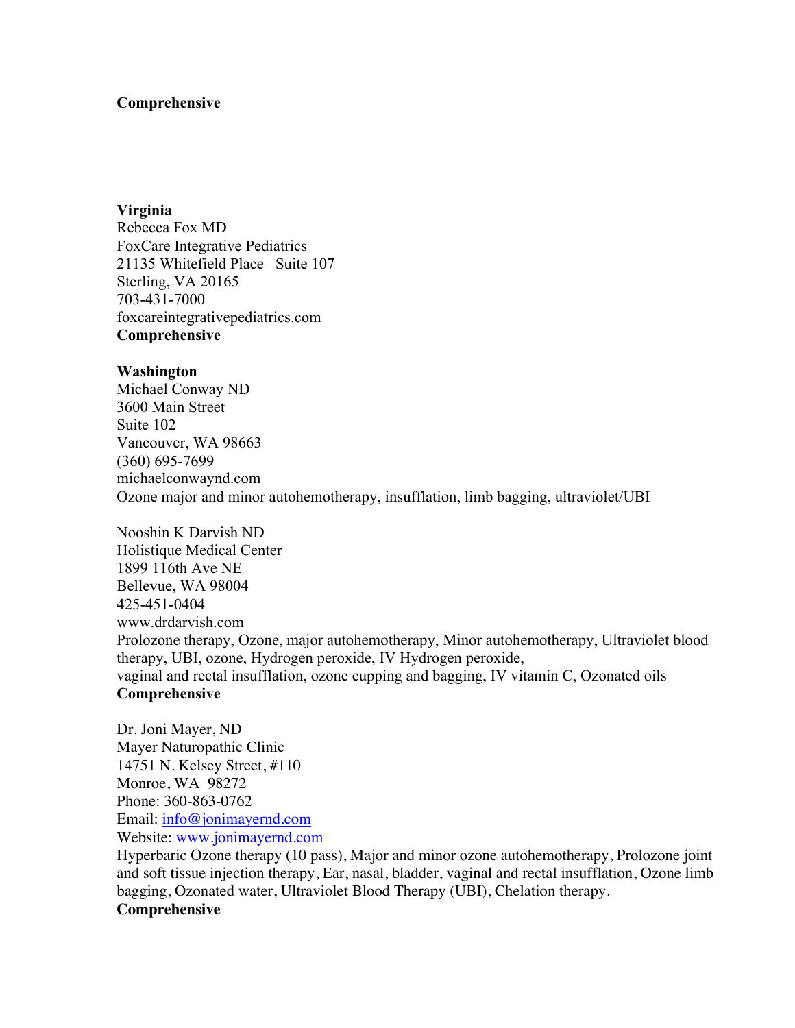**Comprehensive**

**Virginia**
Rebecca Fox MD
FoxCare Integrative Pediatrics
21135 Whitefield Place Suite 107
Sterling, VA 20165
703-431-7000
foxcareintegrativepediatrics.com
**Comprehensive**

**Washington**
Michael Conway ND
3600 Main Street
Suite 102
Vancouver, WA 98663
(360) 695-7699
michaelconwaynd.com
Ozone major and minor autohemotherapy, insufflation, limb bagging, ultraviolet/UBI

Nooshin K Darvish ND
Holistique Medical Center
1899 116th Ave NE
Bellevue, WA 98004
425-451-0404
www.drdarvish.com
Prolozone therapy, Ozone, major autohemotherapy, Minor autohemotherapy, Ultraviolet blood therapy, UBI, ozone, Hydrogen peroxide, IV Hydrogen peroxide, vaginal and rectal insufflation, ozone cupping and bagging, IV vitamin C, Ozonated oils
**Comprehensive**

Dr. Joni Mayer, ND
Mayer Naturopathic Clinic
14751 N. Kelsey Street, #110
Monroe, WA 98272
Phone: 360-863-0762
Email: info@jonimayernd.com
Website: www.jonimayernd.com
Hyperbaric Ozone therapy (10 pass), Major and minor ozone autohemotherapy, Prolozone joint and soft tissue injection therapy, Ear, nasal, bladder, vaginal and rectal insufflation, Ozone limb bagging, Ozonated water, Ultraviolet Blood Therapy (UBI), Chelation therapy.
**Comprehensive**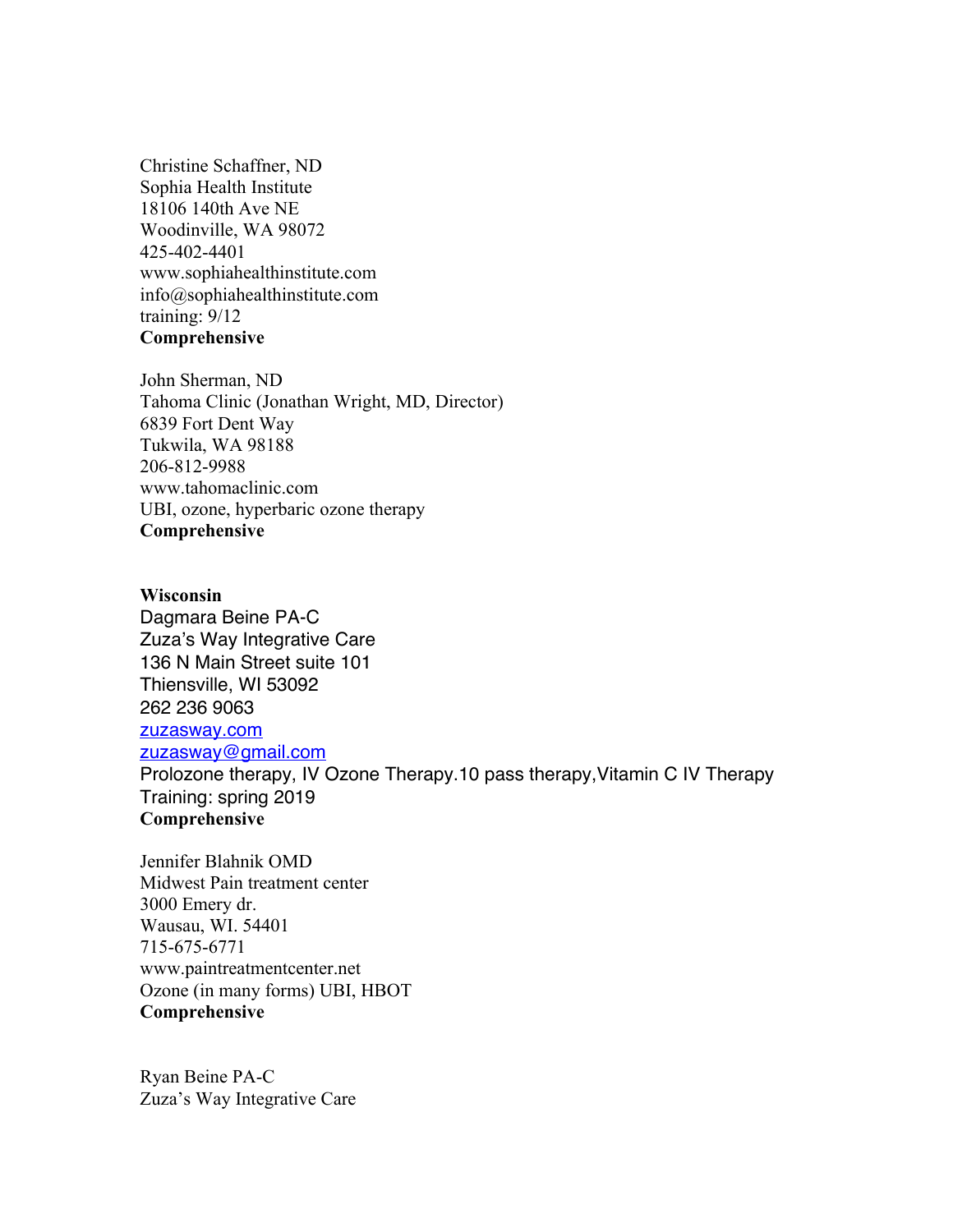Christine Schaffner, ND
Sophia Health Institute
18106 140th Ave NE
Woodinville, WA 98072
425-402-4401
www.sophiahealthinstitute.com
info@sophiahealthinstitute.com
training: 9/12
**Comprehensive**

John Sherman, ND
Tahoma Clinic (Jonathan Wright, MD, Director)
6839 Fort Dent Way
Tukwila, WA 98188
206-812-9988
www.tahomaclinic.com
UBI, ozone, hyperbaric ozone therapy
**Comprehensive**

**Wisconsin**

Dagmara Beine PA-C
Zuza's Way Integrative Care
136 N Main Street suite 101
Thiensville, WI 53092
262 236 9063
zuzasway.com
zuzasway@gmail.com
Prolozone therapy, IV Ozone Therapy.10 pass therapy,Vitamin C IV Therapy
Training: spring 2019
**Comprehensive**

Jennifer Blahnik OMD
Midwest Pain treatment center
3000 Emery dr.
Wausau, WI. 54401
715-675-6771
www.paintreatmentcenter.net
Ozone (in many forms) UBI, HBOT
**Comprehensive**

Ryan Beine PA-C
Zuza's Way Integrative Care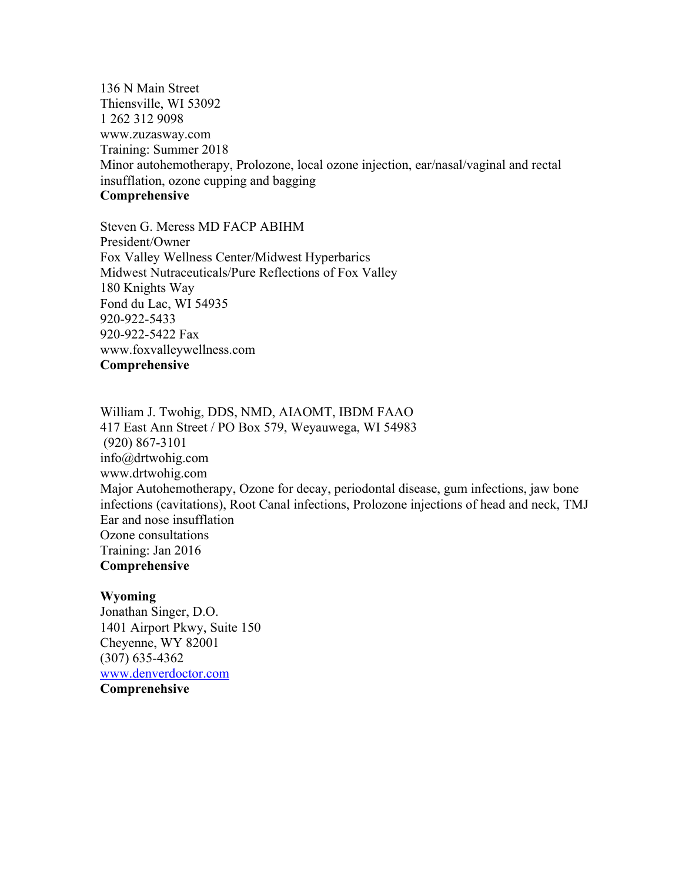136 N Main Street
Thiensville, WI 53092
1 262 312 9098
www.zuzasway.com
Training: Summer 2018
Minor autohemotherapy, Prolozone, local ozone injection, ear/nasal/vaginal and rectal insufflation, ozone cupping and bagging
**Comprehensive**

Steven G. Meress MD FACP ABIHM
President/Owner
Fox Valley Wellness Center/Midwest Hyperbarics
Midwest Nutraceuticals/Pure Reflections of Fox Valley
180 Knights Way
Fond du Lac, WI 54935
920-922-5433
920-922-5422 Fax
www.foxvalleywellness.com
**Comprehensive**

William J. Twohig, DDS, NMD, AIAOMT, IBDM FAAO
417 East Ann Street / PO Box 579, Weyauwega, WI 54983
(920) 867-3101
info@drtwohig.com
www.drtwohig.com
Major Autohemotherapy, Ozone for decay, periodontal disease, gum infections, jaw bone infections (cavitations), Root Canal infections, Prolozone injections of head and neck, TMJ
Ear and nose insufflation
Ozone consultations
Training: Jan 2016
**Comprehensive**

**Wyoming**
Jonathan Singer, D.O.
1401 Airport Pkwy, Suite 150
Cheyenne, WY 82001
(307) 635-4362
www.denverdoctor.com
**Comprenehsive**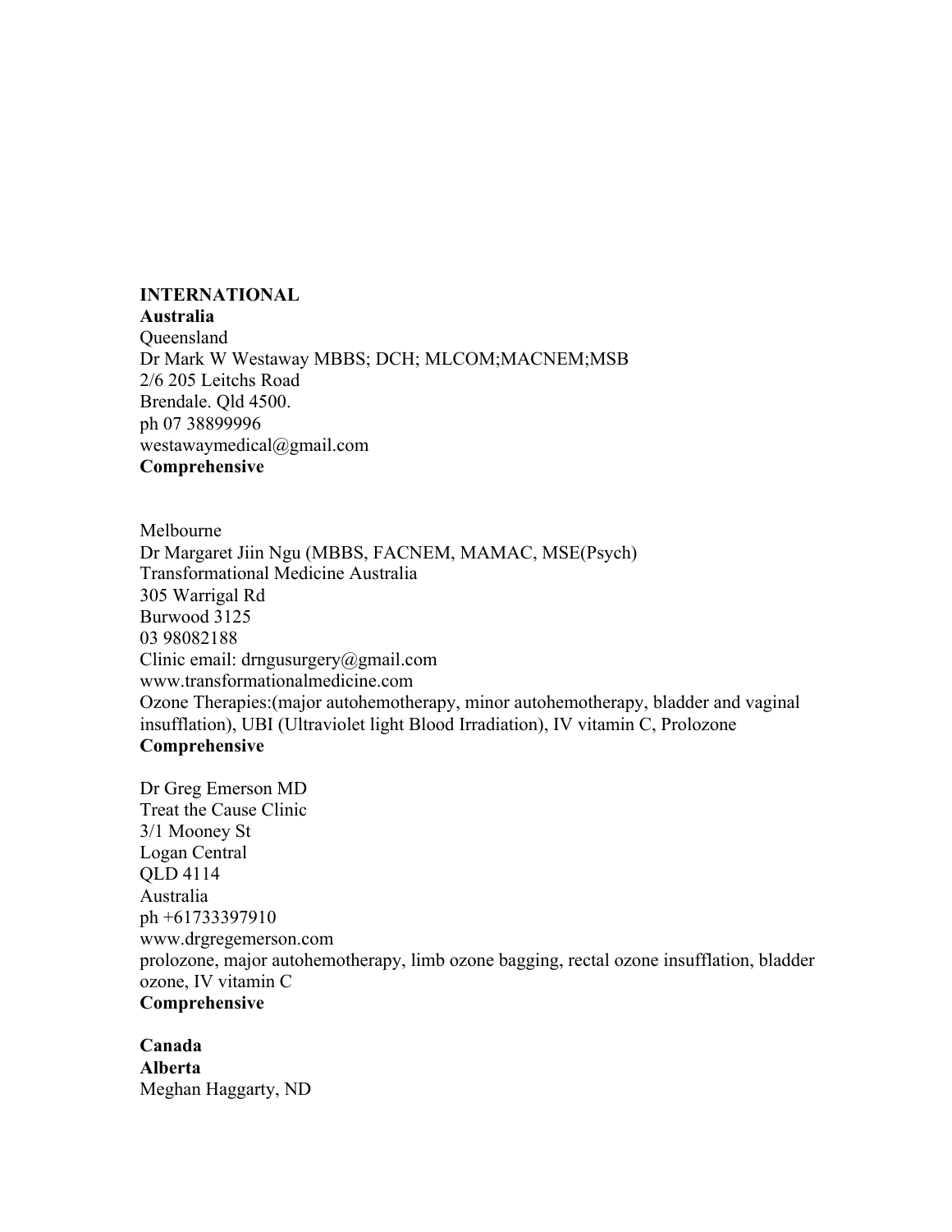**INTERNATIONAL**
**Australia**
Queensland
Dr Mark W Westaway MBBS; DCH; MLCOM;MACNEM;MSB
2/6 205 Leitchs Road
Brendale. Qld 4500.
ph 07 38899996
westawaymedical@gmail.com
**Comprehensive**

Melbourne
Dr Margaret Jiin Ngu (MBBS, FACNEM, MAMAC, MSE(Psych)
Transformational Medicine Australia
305 Warrigal Rd
Burwood 3125
03 98082188
Clinic email: drngusurgery@gmail.com
www.transformationalmedicine.com
Ozone Therapies:(major autohemotherapy, minor autohemotherapy, bladder and vaginal insufflation), UBI (Ultraviolet light Blood Irradiation), IV vitamin C, Prolozone
**Comprehensive**

Dr Greg Emerson MD
Treat the Cause Clinic
3/1 Mooney St
Logan Central
QLD 4114
Australia
ph +61733397910
www.drgregemerson.com
prolozone, major autohemotherapy, limb ozone bagging, rectal ozone insufflation, bladder ozone, IV vitamin C
**Comprehensive**

**Canada**
**Alberta**
Meghan Haggarty, ND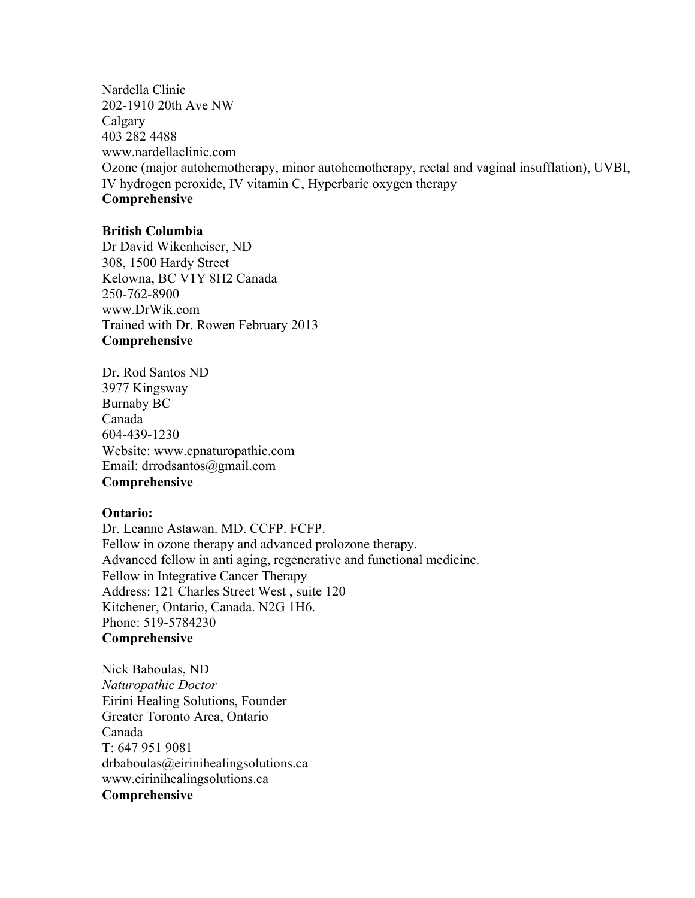Nardella Clinic
202-1910 20th Ave NW
Calgary
403 282 4488
www.nardellaclinic.com
Ozone (major autohemotherapy, minor autohemotherapy, rectal and vaginal insufflation), UVBI, IV hydrogen peroxide, IV vitamin C, Hyperbaric oxygen therapy
**Comprehensive**

**British Columbia**
Dr David Wikenheiser, ND
308, 1500 Hardy Street
Kelowna, BC V1Y 8H2 Canada
250-762-8900
www.DrWik.com
Trained with Dr. Rowen February 2013
**Comprehensive**

Dr. Rod Santos ND
3977 Kingsway
Burnaby BC
Canada
604-439-1230
Website: www.cpnaturopathic.com
Email: drrodsantos@gmail.com
**Comprehensive**

**Ontario:**
Dr. Leanne Astawan. MD. CCFP. FCFP.
Fellow in ozone therapy and advanced prolozone therapy.
Advanced fellow in anti aging, regenerative and functional medicine.
Fellow in Integrative Cancer Therapy
Address: 121 Charles Street West , suite 120
Kitchener, Ontario, Canada. N2G 1H6.
Phone: 519-5784230
**Comprehensive**

Nick Baboulas, ND
*Naturopathic Doctor*
Eirini Healing Solutions, Founder
Greater Toronto Area, Ontario
Canada
T: 647 951 9081
drbaboulas@eirinihealingsolutions.ca
www.eirinihealingsolutions.ca
**Comprehensive**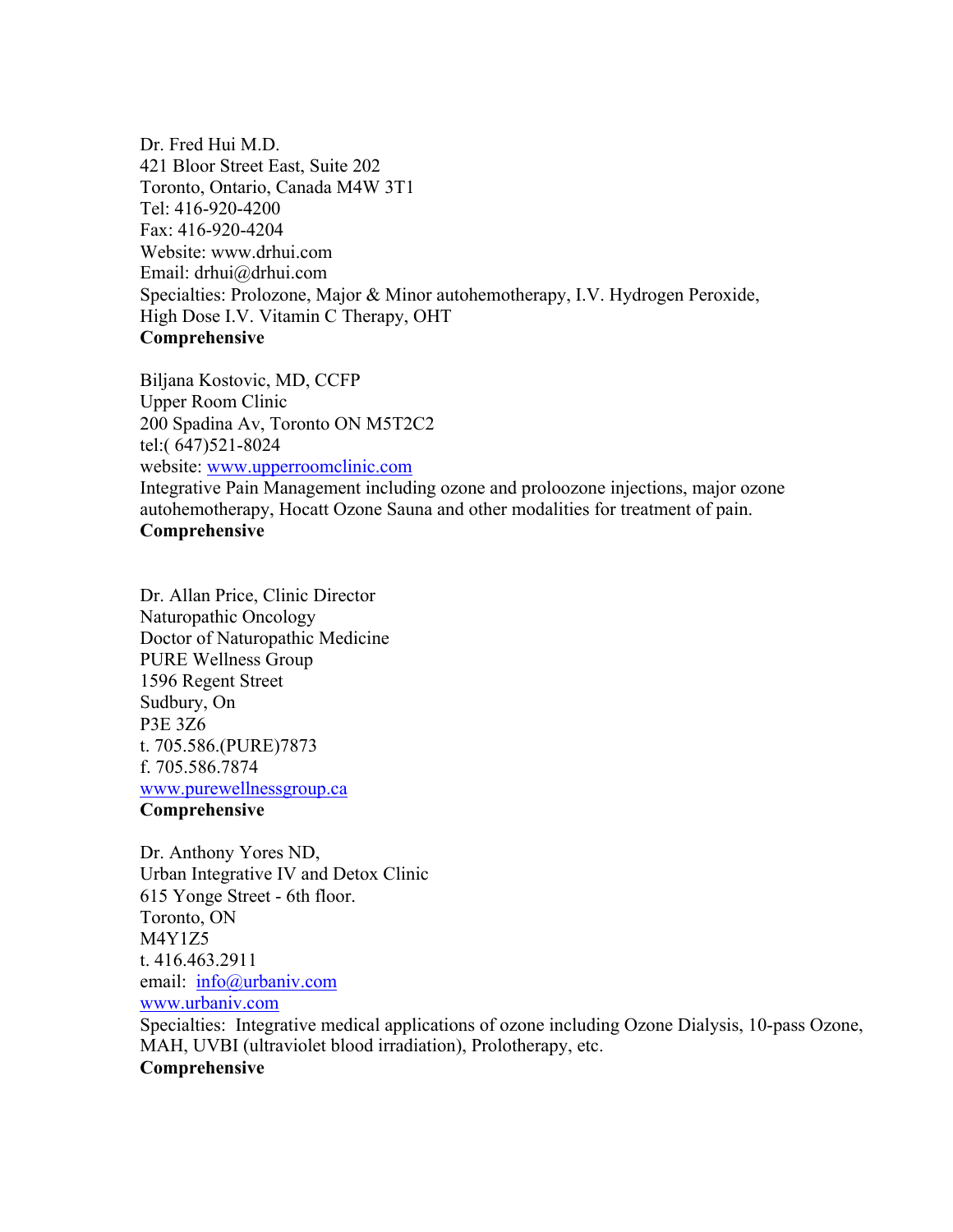Dr. Fred Hui M.D.
421 Bloor Street East, Suite 202
Toronto, Ontario, Canada M4W 3T1
Tel: 416-920-4200
Fax: 416-920-4204
Website: www.drhui.com
Email: drhui@drhui.com
Specialties: Prolozone, Major & Minor autohemotherapy, I.V. Hydrogen Peroxide, High Dose I.V. Vitamin C Therapy, OHT
**Comprehensive**

Biljana Kostovic, MD, CCFP
Upper Room Clinic
200 Spadina Av, Toronto ON M5T2C2
tel:( 647)521-8024
website: www.upperroomclinic.com
Integrative Pain Management including ozone and proloozone injections, major ozone autohemotherapy, Hocatt Ozone Sauna and other modalities for treatment of pain.
**Comprehensive**

Dr. Allan Price, Clinic Director
Naturopathic Oncology
Doctor of Naturopathic Medicine
PURE Wellness Group
1596 Regent Street
Sudbury, On
P3E 3Z6
t. 705.586.(PURE)7873
f. 705.586.7874
www.purewellnessgroup.ca
**Comprehensive**

Dr. Anthony Yores ND,
Urban Integrative IV and Detox Clinic
615 Yonge Street - 6th floor.
Toronto, ON
M4Y1Z5
t. 416.463.2911
email: info@urbaniv.com
www.urbaniv.com
Specialties: Integrative medical applications of ozone including Ozone Dialysis, 10-pass Ozone, MAH, UVBI (ultraviolet blood irradiation), Prolotherapy, etc.
**Comprehensive**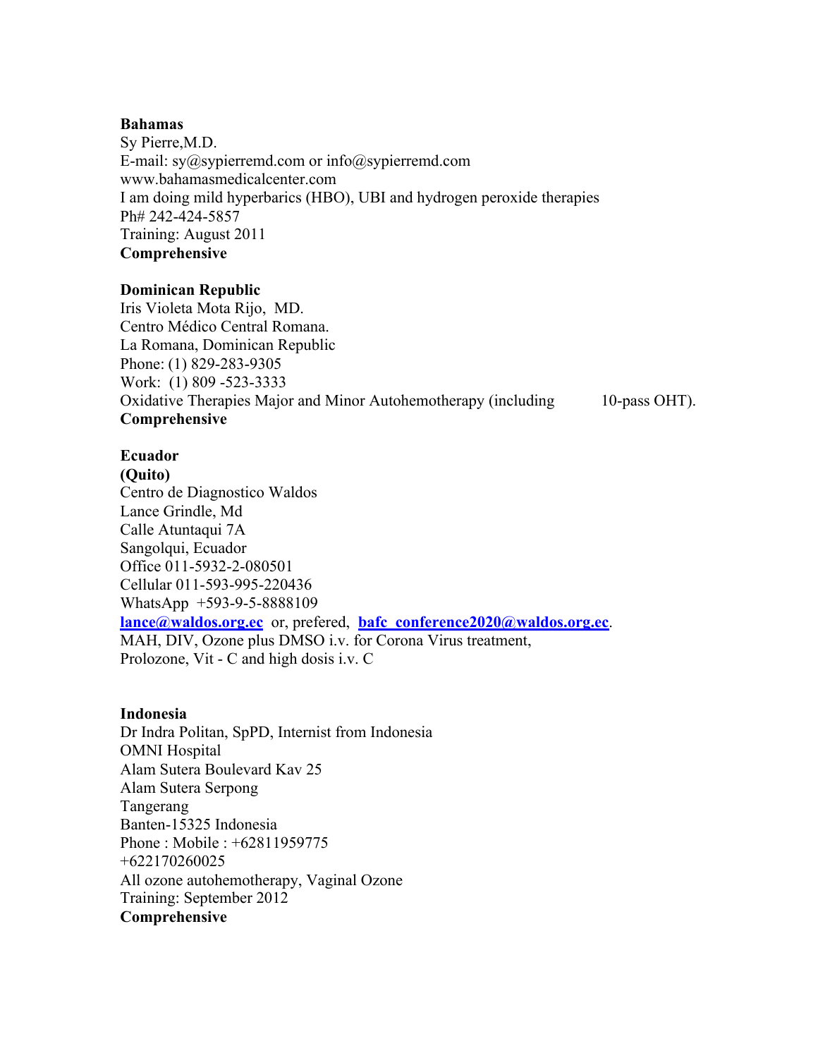**Bahamas**
Sy Pierre,M.D.
E-mail: sy@sypierremd.com or info@sypierremd.com
www.bahamasmedicalcenter.com
I am doing mild hyperbarics (HBO), UBI and hydrogen peroxide therapies
Ph# 242-424-5857
Training: August 2011
**Comprehensive**

**Dominican Republic**
Iris Violeta Mota Rijo, MD.
Centro Médico Central Romana.
La Romana, Dominican Republic
Phone: (1) 829-283-9305
Work: (1) 809 -523-3333
Oxidative Therapies Major and Minor Autohemotherapy (including 10-pass OHT).
**Comprehensive**

**Ecuador**
**(Quito)**
Centro de Diagnostico Waldos
Lance Grindle, Md
Calle Atuntaqui 7A
Sangolqui, Ecuador
Office 011-5932-2-080501
Cellular 011-593-995-220436
WhatsApp +593-9-5-8888109
**lance@waldos.org.ec** or, prefered, **bafc_conference2020@waldos.org.ec**.
MAH, DIV, Ozone plus DMSO i.v. for Corona Virus treatment,
Prolozone, Vit - C and high dosis i.v. C

**Indonesia**
Dr Indra Politan, SpPD, Internist from Indonesia
OMNI Hospital
Alam Sutera Boulevard Kav 25
Alam Sutera Serpong
Tangerang
Banten-15325 Indonesia
Phone : Mobile : +62811959775
+622170260025
All ozone autohemotherapy, Vaginal Ozone
Training: September 2012
**Comprehensive**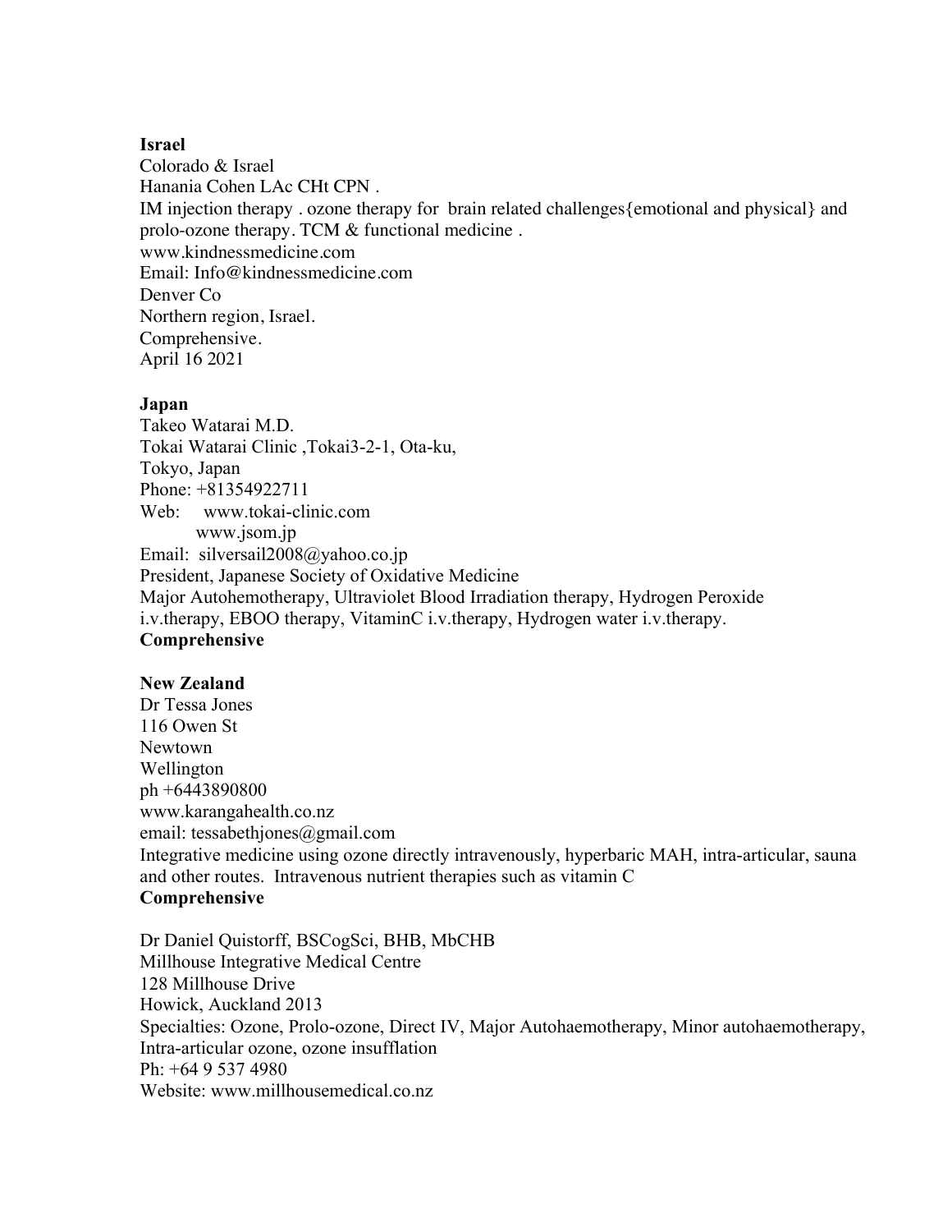**Israel**

Colorado & Israel
Hanania Cohen LAc CHt CPN .
IM injection therapy . ozone therapy for brain related challenges{emotional and physical} and prolo-ozone therapy. TCM & functional medicine .
www.kindnessmedicine.com
Email: Info@kindnessmedicine.com
Denver Co
Northern region, Israel.
Comprehensive.
April 16 2021

**Japan**

Takeo Watarai M.D.
Tokai Watarai Clinic ,Tokai3-2-1, Ota-ku,
Tokyo, Japan
Phone: +81354922711
Web: www.tokai-clinic.com
www.jsom.jp
Email: silversail2008@yahoo.co.jp
President, Japanese Society of Oxidative Medicine
Major Autohemotherapy, Ultraviolet Blood Irradiation therapy, Hydrogen Peroxide i.v.therapy, EBOO therapy, VitaminC i.v.therapy, Hydrogen water i.v.therapy.
**Comprehensive**

**New Zealand**

Dr Tessa Jones
116 Owen St
Newtown
Wellington
ph +6443890800
www.karangahealth.co.nz
email: tessabethjones@gmail.com
Integrative medicine using ozone directly intravenously, hyperbaric MAH, intra-articular, sauna and other routes. Intravenous nutrient therapies such as vitamin C
**Comprehensive**

Dr Daniel Quistorff, BSCogSci, BHB, MbCHB
Millhouse Integrative Medical Centre
128 Millhouse Drive
Howick, Auckland 2013
Specialties: Ozone, Prolo-ozone, Direct IV, Major Autohaemotherapy, Minor autohaemotherapy, Intra-articular ozone, ozone insufflation
Ph: +64 9 537 4980
Website: www.millhousemedical.co.nz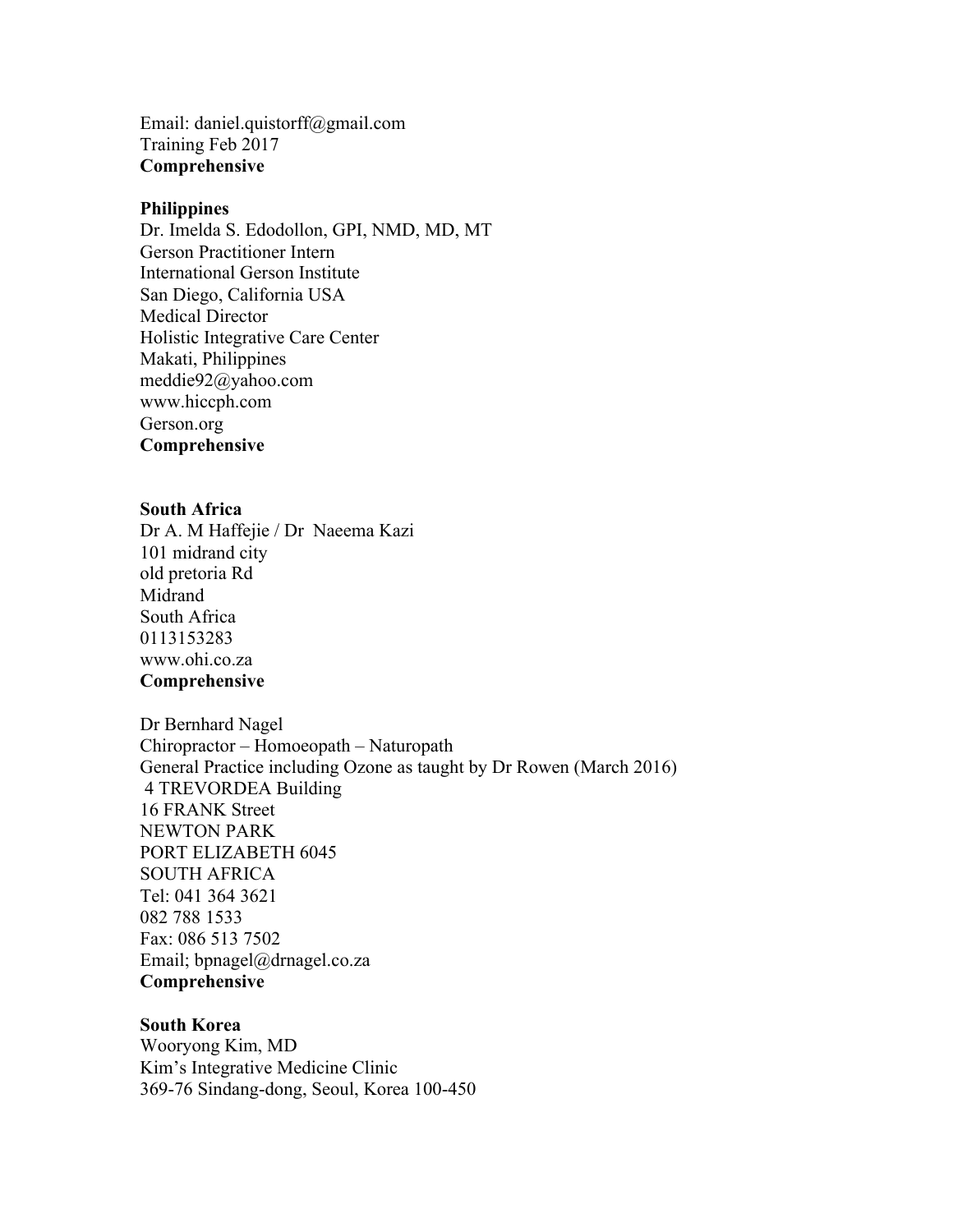Email: daniel.quistorff@gmail.com
Training Feb 2017
**Comprehensive**

**Philippines**
Dr. Imelda S. Edodollon, GPI, NMD, MD, MT
Gerson Practitioner Intern
International Gerson Institute
San Diego, California USA
Medical Director
Holistic Integrative Care Center
Makati, Philippines
meddie92@yahoo.com
www.hiccph.com
Gerson.org
**Comprehensive**

**South Africa**
Dr A. M Haffejie / Dr Naeema Kazi
101 midrand city
old pretoria Rd
Midrand
South Africa
0113153283
www.ohi.co.za
**Comprehensive**

Dr Bernhard Nagel
Chiropractor – Homoeopath – Naturopath
General Practice including Ozone as taught by Dr Rowen (March 2016)
4 TREVORDEA Building
16 FRANK Street
NEWTON PARK
PORT ELIZABETH 6045
SOUTH AFRICA
Tel: 041 364 3621
082 788 1533
Fax: 086 513 7502
Email; bpnagel@drnagel.co.za
**Comprehensive**

**South Korea**
Wooryong Kim, MD
Kim's Integrative Medicine Clinic
369-76 Sindang-dong, Seoul, Korea 100-450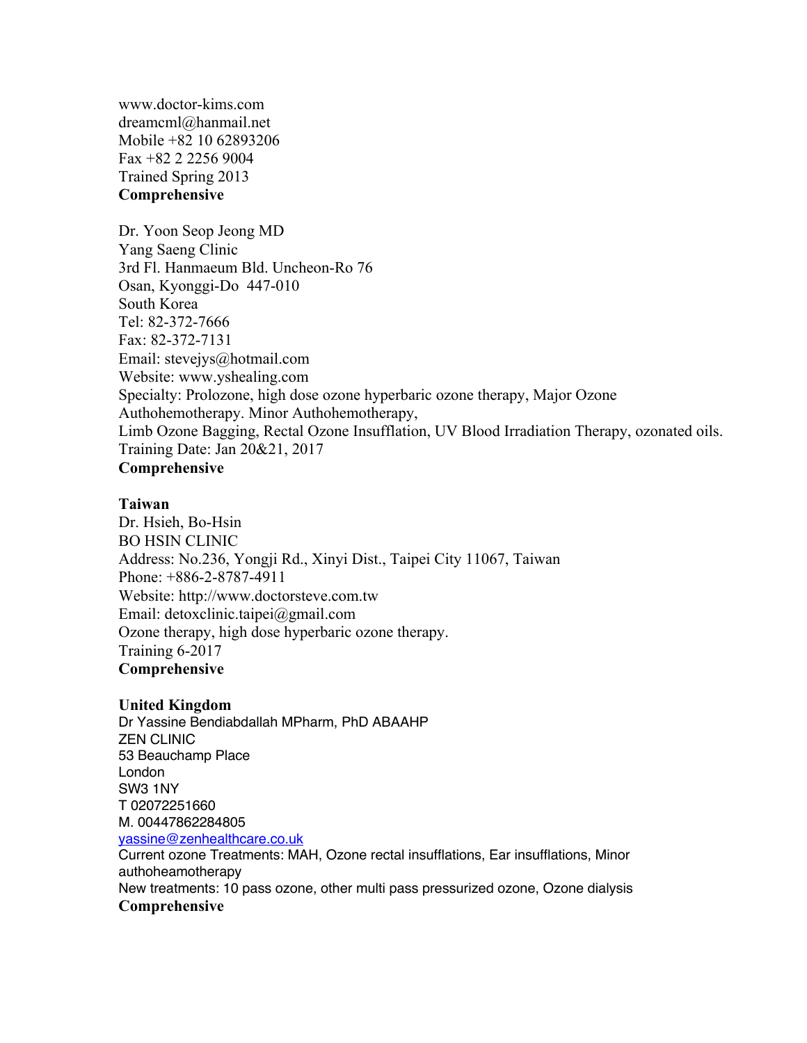www.doctor-kims.com
dreamcml@hanmail.net
Mobile +82 10 62893206
Fax +82 2 2256 9004
Trained Spring 2013
**Comprehensive**

Dr. Yoon Seop Jeong MD
Yang Saeng Clinic
3rd Fl. Hanmaeum Bld. Uncheon-Ro 76
Osan, Kyonggi-Do 447-010
South Korea
Tel: 82-372-7666
Fax: 82-372-7131
Email: stevejys@hotmail.com
Website: www.yshealing.com
Specialty: Prolozone, high dose ozone hyperbaric ozone therapy, Major Ozone Authohemotherapy. Minor Authohemotherapy,
Limb Ozone Bagging, Rectal Ozone Insufflation, UV Blood Irradiation Therapy, ozonated oils.
Training Date: Jan 20&21, 2017
**Comprehensive**

**Taiwan**
Dr. Hsieh, Bo-Hsin
BO HSIN CLINIC
Address: No.236, Yongji Rd., Xinyi Dist., Taipei City 11067, Taiwan
Phone: +886-2-8787-4911
Website: http://www.doctorsteve.com.tw
Email: detoxclinic.taipei@gmail.com
Ozone therapy, high dose hyperbaric ozone therapy.
Training 6-2017
**Comprehensive**

**United Kingdom**
Dr Yassine Bendiabdallah MPharm, PhD ABAAHP
ZEN CLINIC
53 Beauchamp Place
London
SW3 1NY
T 02072251660
M. 00447862284805
yassine@zenhealthcare.co.uk
Current ozone Treatments: MAH, Ozone rectal insufflations, Ear insufflations, Minor authoheamotherapy
New treatments: 10 pass ozone, other multi pass pressurized ozone, Ozone dialysis
**Comprehensive**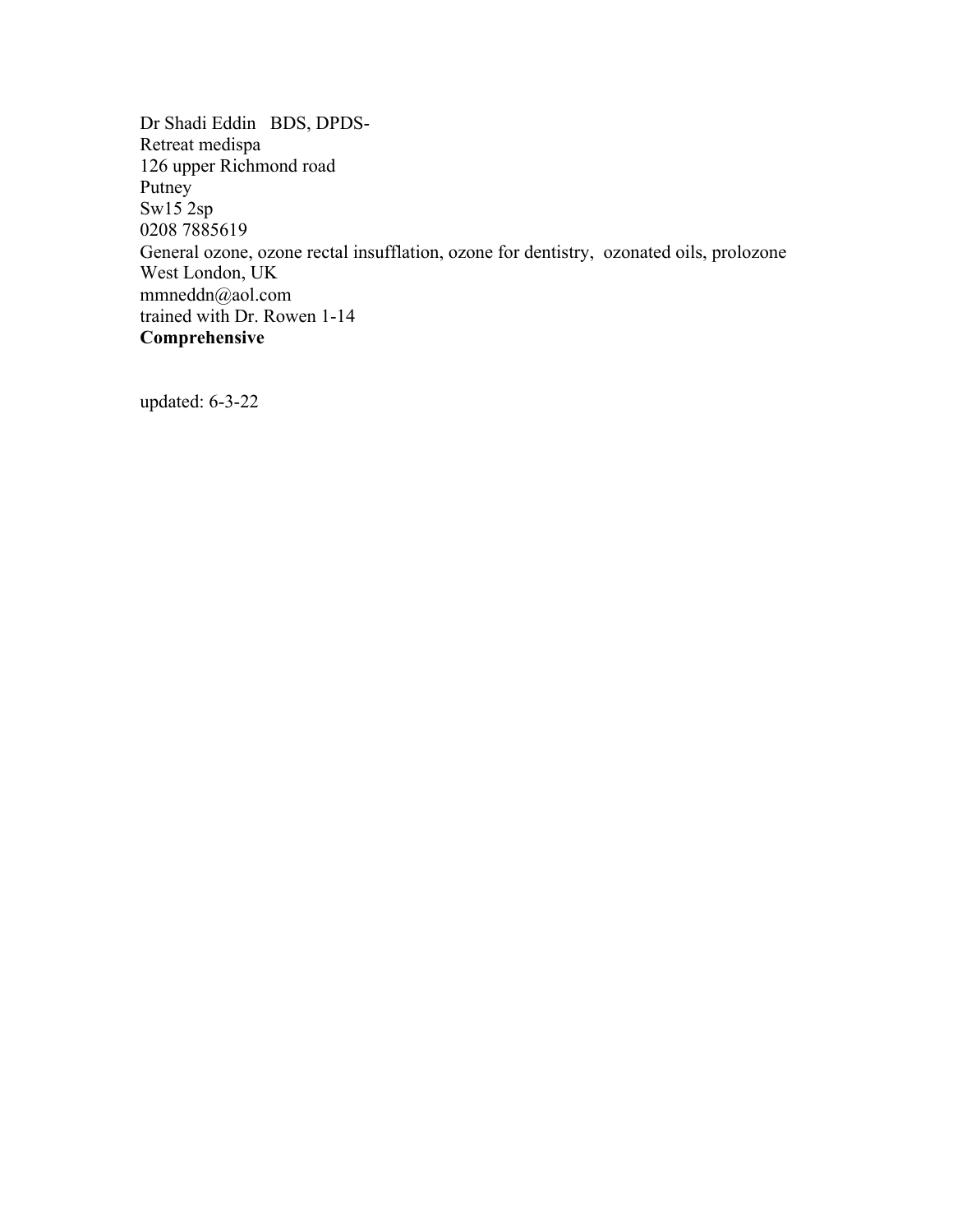Dr Shadi Eddin BDS, DPDS-
Retreat medispa
126 upper Richmond road
Putney
Sw15 2sp
0208 7885619
General ozone, ozone rectal insufflation, ozone for dentistry, ozonated oils, prolozone
West London, UK
mmneddn@aol.com
trained with Dr. Rowen 1-14
**Comprehensive**

updated: 6-3-22